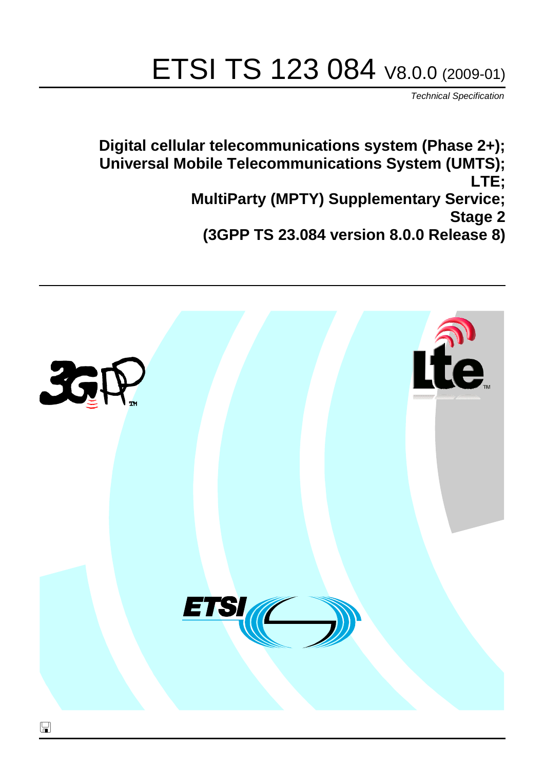# ETSI TS 123 084 V8.0.0 (2009-01)

*Technical Specification*

**Digital cellular telecommunications system (Phase 2+); Universal Mobile Telecommunications System (UMTS); LTE; MultiParty (MPTY) Supplementary Service; Stage 2 (3GPP TS 23.084 version 8.0.0 Release 8)**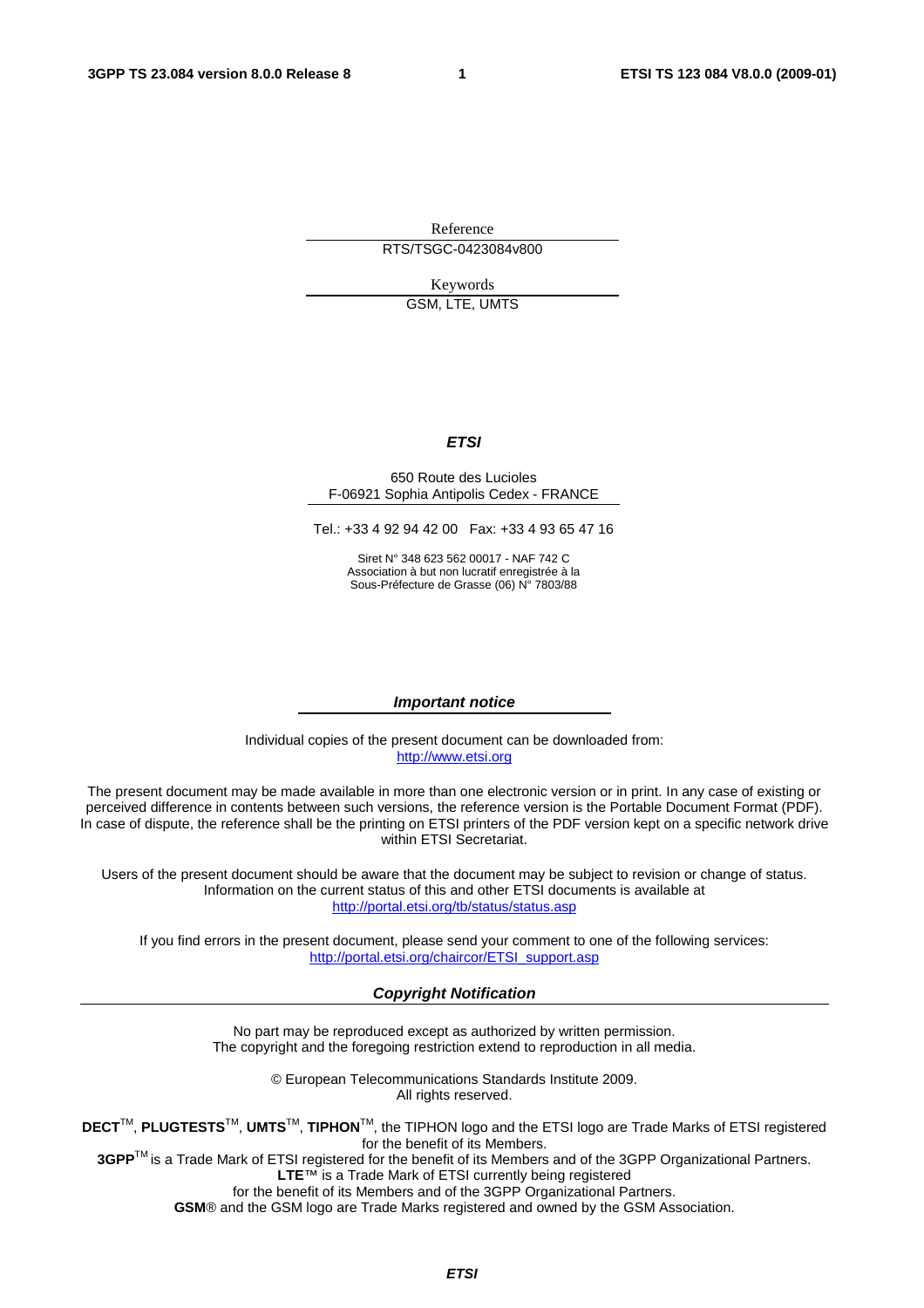Reference

RTS/TSGC-0423084v800

Keywords

GSM, LTE, UMTS

***ETSI***

650 Route des Lucioles
F-06921 Sophia Antipolis Cedex - FRANCE

Tel.: +33 4 92 94 42 00 Fax: +33 4 93 65 47 16

Siret N° 348 623 562 00017 - NAF 742 C
Association à but non lucratif enregistrée à la
Sous-Préfecture de Grasse (06) N° 7803/88

***Important notice***

Individual copies of the present document can be downloaded from:
http://www.etsi.org

The present document may be made available in more than one electronic version or in print. In any case of existing or perceived difference in contents between such versions, the reference version is the Portable Document Format (PDF). In case of dispute, the reference shall be the printing on ETSI printers of the PDF version kept on a specific network drive within ETSI Secretariat.

Users of the present document should be aware that the document may be subject to revision or change of status. Information on the current status of this and other ETSI documents is available at
http://portal.etsi.org/tb/status/status.asp

If you find errors in the present document, please send your comment to one of the following services:
http://portal.etsi.org/chaircor/ETSI_support.asp

***Copyright Notification***

No part may be reproduced except as authorized by written permission.
The copyright and the foregoing restriction extend to reproduction in all media.

© European Telecommunications Standards Institute 2009.
All rights reserved.

**DECT**™, **PLUGTESTS**™, **UMTS**™, **TIPHON**™, the TIPHON logo and the ETSI logo are Trade Marks of ETSI registered for the benefit of its Members.
**3GPP**™ is a Trade Mark of ETSI registered for the benefit of its Members and of the 3GPP Organizational Partners.
**LTE**™ is a Trade Mark of ETSI currently being registered
for the benefit of its Members and of the 3GPP Organizational Partners.
**GSM**® and the GSM logo are Trade Marks registered and owned by the GSM Association.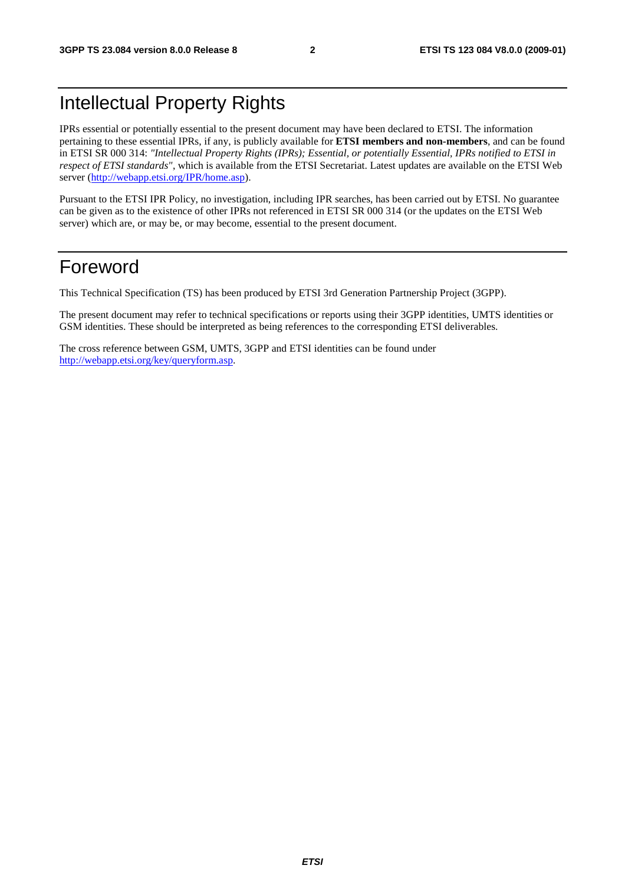# Intellectual Property Rights

IPRs essential or potentially essential to the present document may have been declared to ETSI. The information pertaining to these essential IPRs, if any, is publicly available for **ETSI members and non-members**, and can be found in ETSI SR 000 314: *"Intellectual Property Rights (IPRs); Essential, or potentially Essential, IPRs notified to ETSI in respect of ETSI standards"*, which is available from the ETSI Secretariat. Latest updates are available on the ETSI Web server (http://webapp.etsi.org/IPR/home.asp).

Pursuant to the ETSI IPR Policy, no investigation, including IPR searches, has been carried out by ETSI. No guarantee can be given as to the existence of other IPRs not referenced in ETSI SR 000 314 (or the updates on the ETSI Web server) which are, or may be, or may become, essential to the present document.

# Foreword

This Technical Specification (TS) has been produced by ETSI 3rd Generation Partnership Project (3GPP).

The present document may refer to technical specifications or reports using their 3GPP identities, UMTS identities or GSM identities. These should be interpreted as being references to the corresponding ETSI deliverables.

The cross reference between GSM, UMTS, 3GPP and ETSI identities can be found under http://webapp.etsi.org/key/queryform.asp.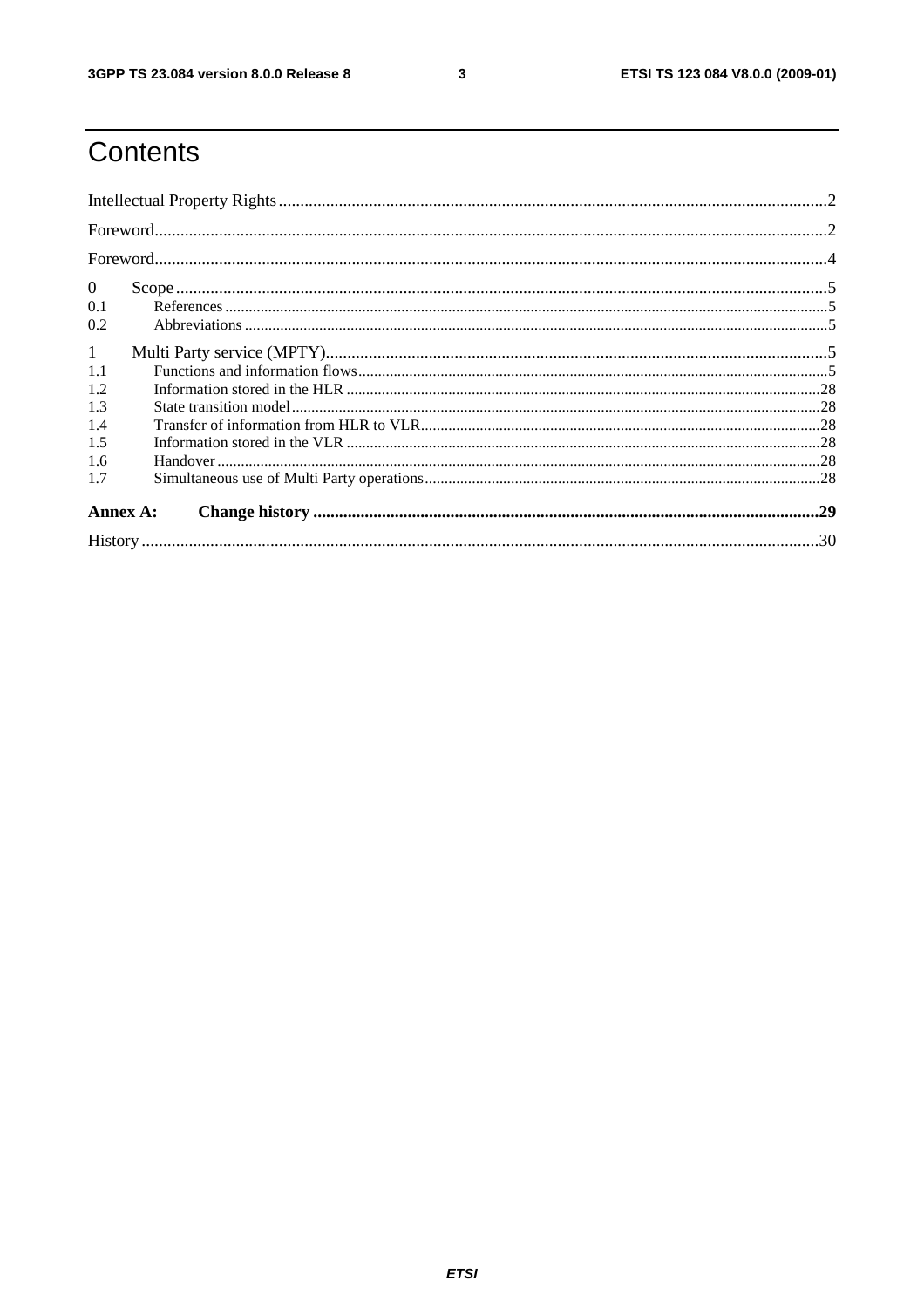# Contents

Intellectual Property Rights ........................................................................................................................2

Foreword.......................................................................................................................................................2

Foreword.......................................................................................................................................................4

0 Scope .......................................................................................................................................................5

0.1 References ...............................................................................................................................................5

0.2 Abbreviations ..........................................................................................................................................5

1 Multi Party service (MPTY)......................................................................................................................5

1.1 Functions and information flows.............................................................................................................5

1.2 Information stored in the HLR ...............................................................................................................28

1.3 State transition model.............................................................................................................................28

1.4 Transfer of information from HLR to VLR............................................................................................28

1.5 Information stored in the VLR ...............................................................................................................28

1.6 Handover ................................................................................................................................................28

1.7 Simultaneous use of Multi Party operations...........................................................................................28

**Annex A: Change history .........................................................................................................................29**

History .........................................................................................................................................................30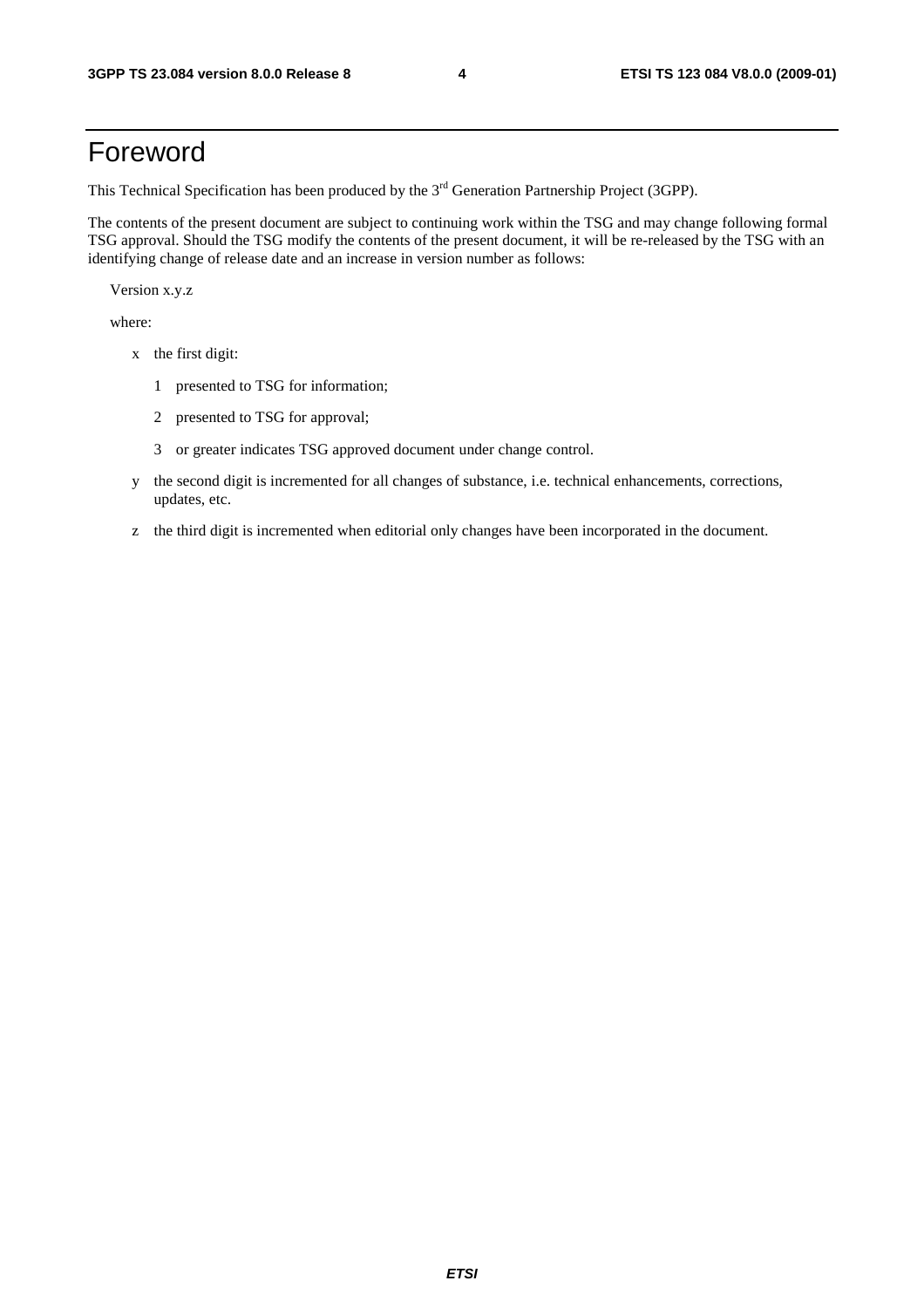# Foreword

This Technical Specification has been produced by the 3rd Generation Partnership Project (3GPP).

The contents of the present document are subject to continuing work within the TSG and may change following formal TSG approval. Should the TSG modify the contents of the present document, it will be re-released by the TSG with an identifying change of release date and an increase in version number as follows:

Version x.y.z

where:

- x the first digit:
  - 1 presented to TSG for information;
  - 2 presented to TSG for approval;
  - 3 or greater indicates TSG approved document under change control.
- y the second digit is incremented for all changes of substance, i.e. technical enhancements, corrections, updates, etc.
- z the third digit is incremented when editorial only changes have been incorporated in the document.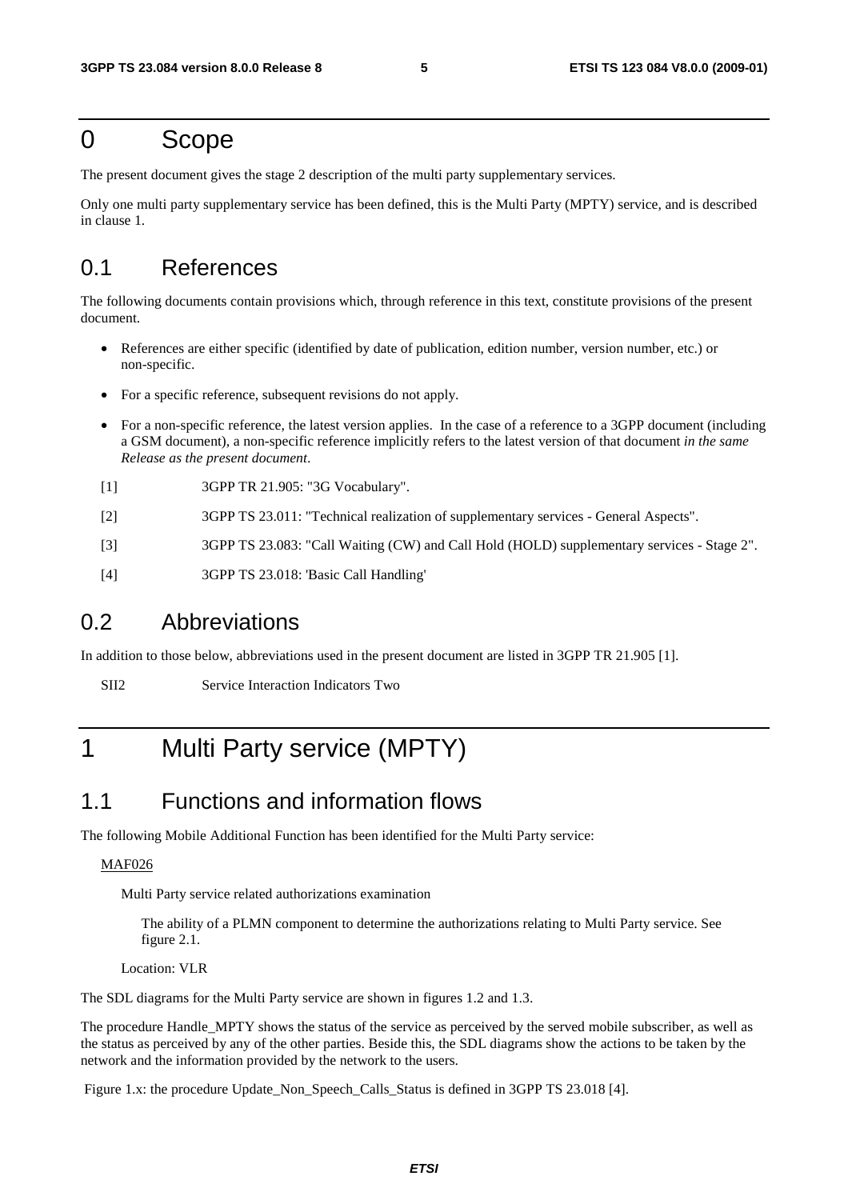# 0 Scope

The present document gives the stage 2 description of the multi party supplementary services.

Only one multi party supplementary service has been defined, this is the Multi Party (MPTY) service, and is described in clause 1.

## 0.1 References

The following documents contain provisions which, through reference in this text, constitute provisions of the present document.

- References are either specific (identified by date of publication, edition number, version number, etc.) or non-specific.
- For a specific reference, subsequent revisions do not apply.
- For a non-specific reference, the latest version applies. In the case of a reference to a 3GPP document (including a GSM document), a non-specific reference implicitly refers to the latest version of that document *in the same Release as the present document*.

[1] 3GPP TR 21.905: "3G Vocabulary".

[2] 3GPP TS 23.011: "Technical realization of supplementary services - General Aspects".

[3] 3GPP TS 23.083: "Call Waiting (CW) and Call Hold (HOLD) supplementary services - Stage 2".

[4] 3GPP TS 23.018: 'Basic Call Handling'

## 0.2 Abbreviations

In addition to those below, abbreviations used in the present document are listed in 3GPP TR 21.905 [1].

SII2 Service Interaction Indicators Two

# 1 Multi Party service (MPTY)

## 1.1 Functions and information flows

The following Mobile Additional Function has been identified for the Multi Party service:

MAF026

Multi Party service related authorizations examination

The ability of a PLMN component to determine the authorizations relating to Multi Party service. See figure 2.1.

Location: VLR

The SDL diagrams for the Multi Party service are shown in figures 1.2 and 1.3.

The procedure Handle_MPTY shows the status of the service as perceived by the served mobile subscriber, as well as the status as perceived by any of the other parties. Beside this, the SDL diagrams show the actions to be taken by the network and the information provided by the network to the users.

Figure 1.x: the procedure Update_Non_Speech_Calls_Status is defined in 3GPP TS 23.018 [4].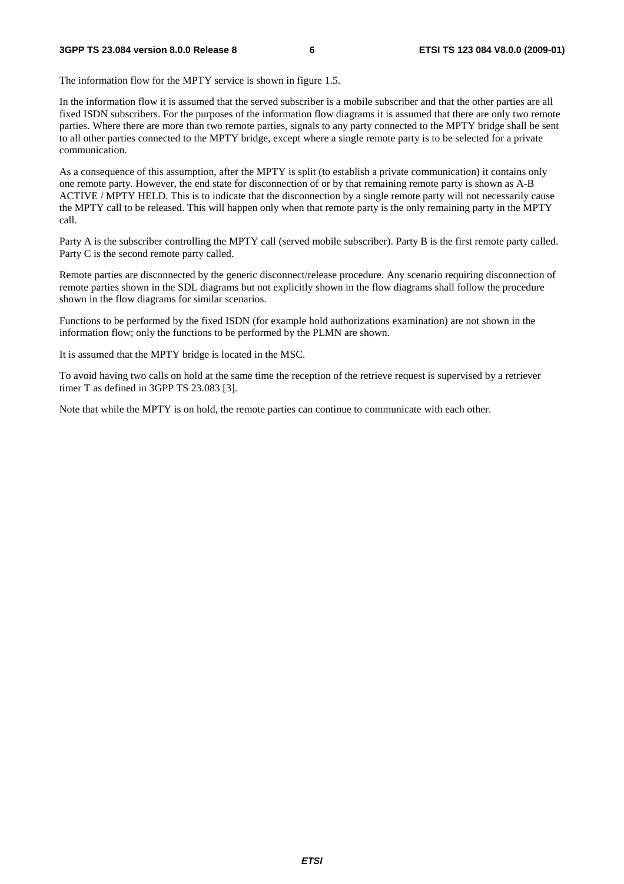The information flow for the MPTY service is shown in figure 1.5.

In the information flow it is assumed that the served subscriber is a mobile subscriber and that the other parties are all fixed ISDN subscribers. For the purposes of the information flow diagrams it is assumed that there are only two remote parties. Where there are more than two remote parties, signals to any party connected to the MPTY bridge shall be sent to all other parties connected to the MPTY bridge, except where a single remote party is to be selected for a private communication.

As a consequence of this assumption, after the MPTY is split (to establish a private communication) it contains only one remote party. However, the end state for disconnection of or by that remaining remote party is shown as A-B ACTIVE / MPTY HELD. This is to indicate that the disconnection by a single remote party will not necessarily cause the MPTY call to be released. This will happen only when that remote party is the only remaining party in the MPTY call.

Party A is the subscriber controlling the MPTY call (served mobile subscriber). Party B is the first remote party called. Party C is the second remote party called.

Remote parties are disconnected by the generic disconnect/release procedure. Any scenario requiring disconnection of remote parties shown in the SDL diagrams but not explicitly shown in the flow diagrams shall follow the procedure shown in the flow diagrams for similar scenarios.

Functions to be performed by the fixed ISDN (for example hold authorizations examination) are not shown in the information flow; only the functions to be performed by the PLMN are shown.

It is assumed that the MPTY bridge is located in the MSC.

To avoid having two calls on hold at the same time the reception of the retrieve request is supervised by a retriever timer T as defined in 3GPP TS 23.083 [3].

Note that while the MPTY is on hold, the remote parties can continue to communicate with each other.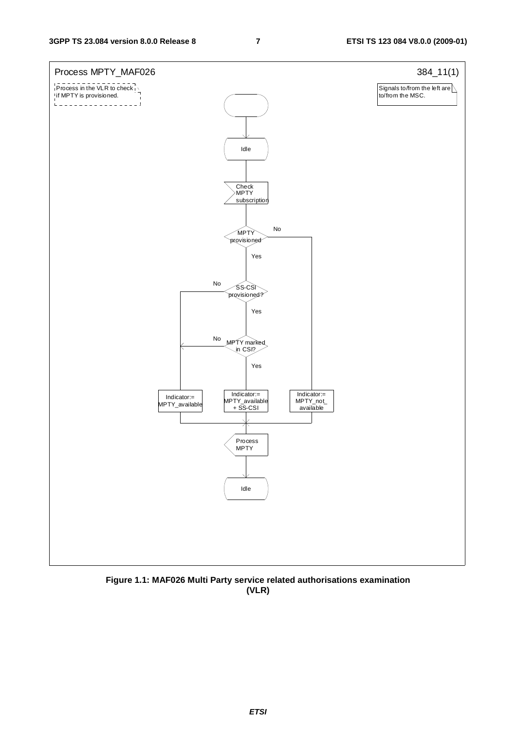Process MPTY_MAF026 384_11(1)

Process in the VLR to check if MPTY is provisioned.

Signals to/from the left are to/from the MSC.

Idle

Check MPTY subscription

MPTY provisioned

No

Yes

SS-CSI provisioned?

No

Yes

MPTY marked in CSI?

No

Yes

Indicator:= MPTY_available

Indicator:= MPTY_available + SS-CSI

Indicator:= MPTY_not_ available

Process MPTY

Idle

**Figure 1.1: MAF026 Multi Party service related authorisations examination (VLR)**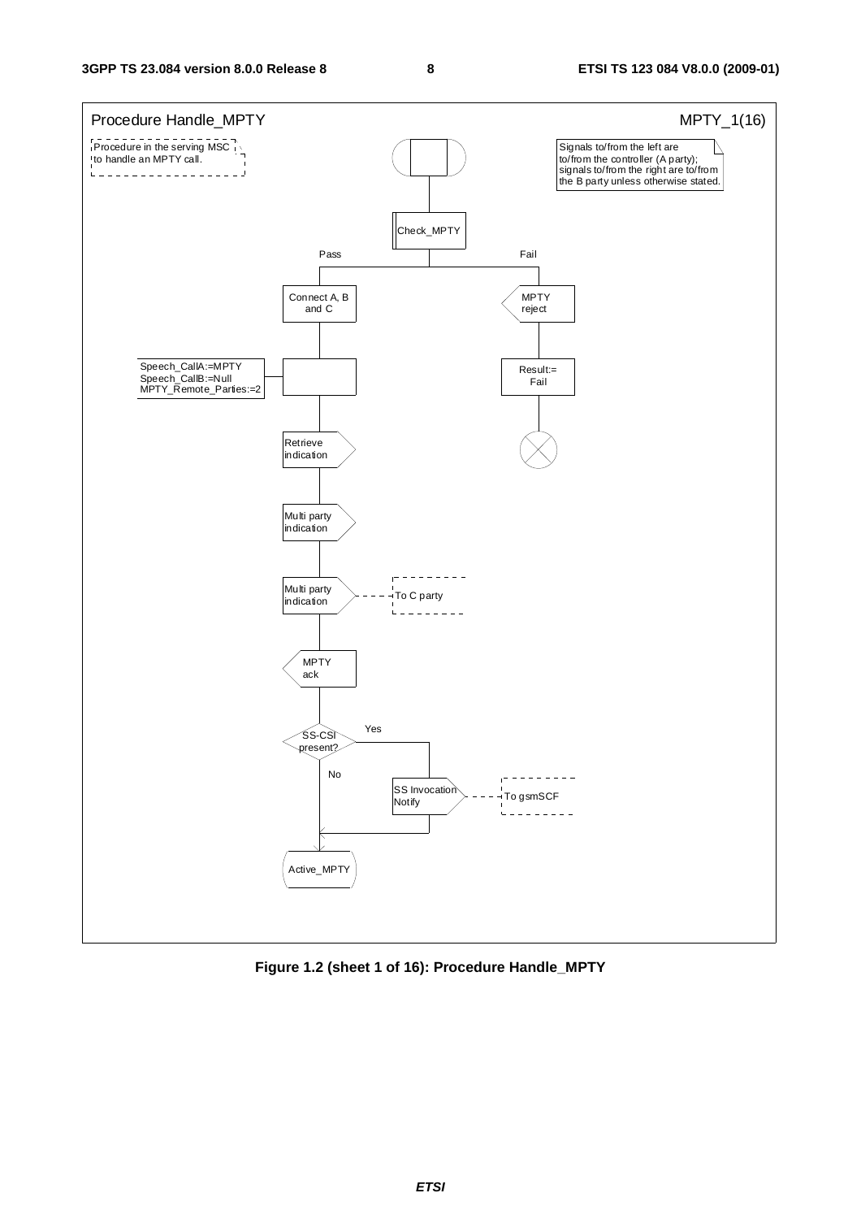Procedure Handle_MPTY

MPTY_1(16)

Procedure in the serving MSC to handle an MPTY call.

Signals to/from the left are to/from the controller (A party); signals to/from the right are to/from the B party unless otherwise stated.

Check_MPTY

Pass

Fail

Connect A, B and C

MPTY reject

Speech_CallA:=MPTY
Speech_CallB:=Null
MPTY_Remote_Parties:=2

Result:= Fail

Retrieve indication

Multi party indication

Multi party indication

To C party

MPTY ack

SS-CSI present?

Yes

No

SS Invocation Notify

To gsmSCF

Active_MPTY

**Figure 1.2 (sheet 1 of 16): Procedure Handle_MPTY**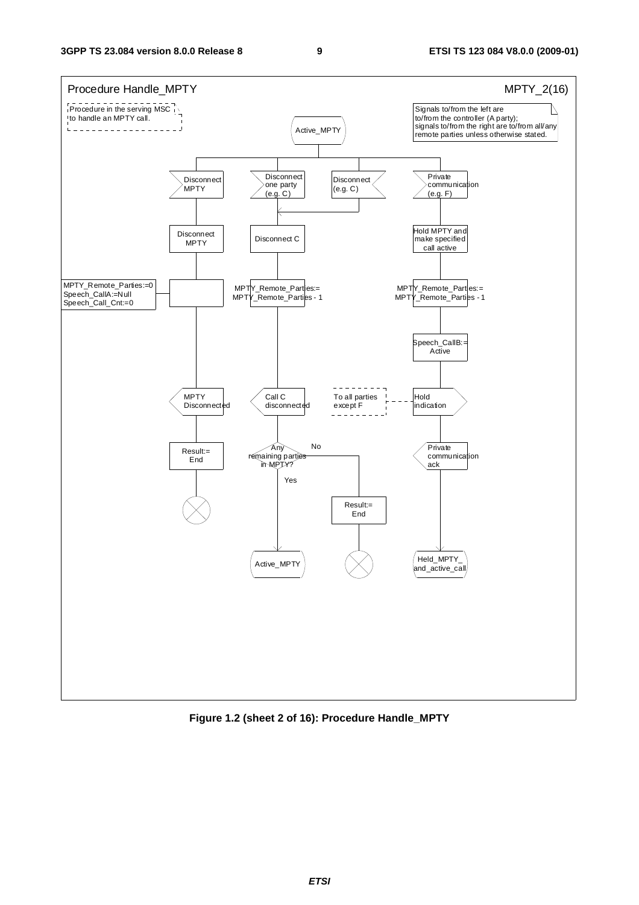Procedure Handle_MPTY

MPTY_2(16)

Procedure in the serving MSC to handle an MPTY call.

Signals to/from the left are to/from the controller (A party); signals to/from the right are to/from all/any remote parties unless otherwise stated.

Active_MPTY

Disconnect MPTY

Disconnect one party (e.g. C)

Disconnect (e.g. C)

Private communication (e.g. F)

Disconnect MPTY

Disconnect C

Hold MPTY and make specified call active

MPTY_Remote_Parties:=0
Speech_CallA:=Null
Speech_Call_Cnt:=0

MPTY_Remote_Parties:= MPTY_Remote_Parties - 1

MPTY_Remote_Parties:= MPTY_Remote_Parties - 1

Speech_CallB:= Active

MPTY Disconnected

Call C disconnected

To all parties except F

Hold indication

Result:= End

Any remaining parties in MPTY?

No

Yes

Private communication ack

Result:= End

Active_MPTY

Held_MPTY_and_active_call

**Figure 1.2 (sheet 2 of 16): Procedure Handle_MPTY**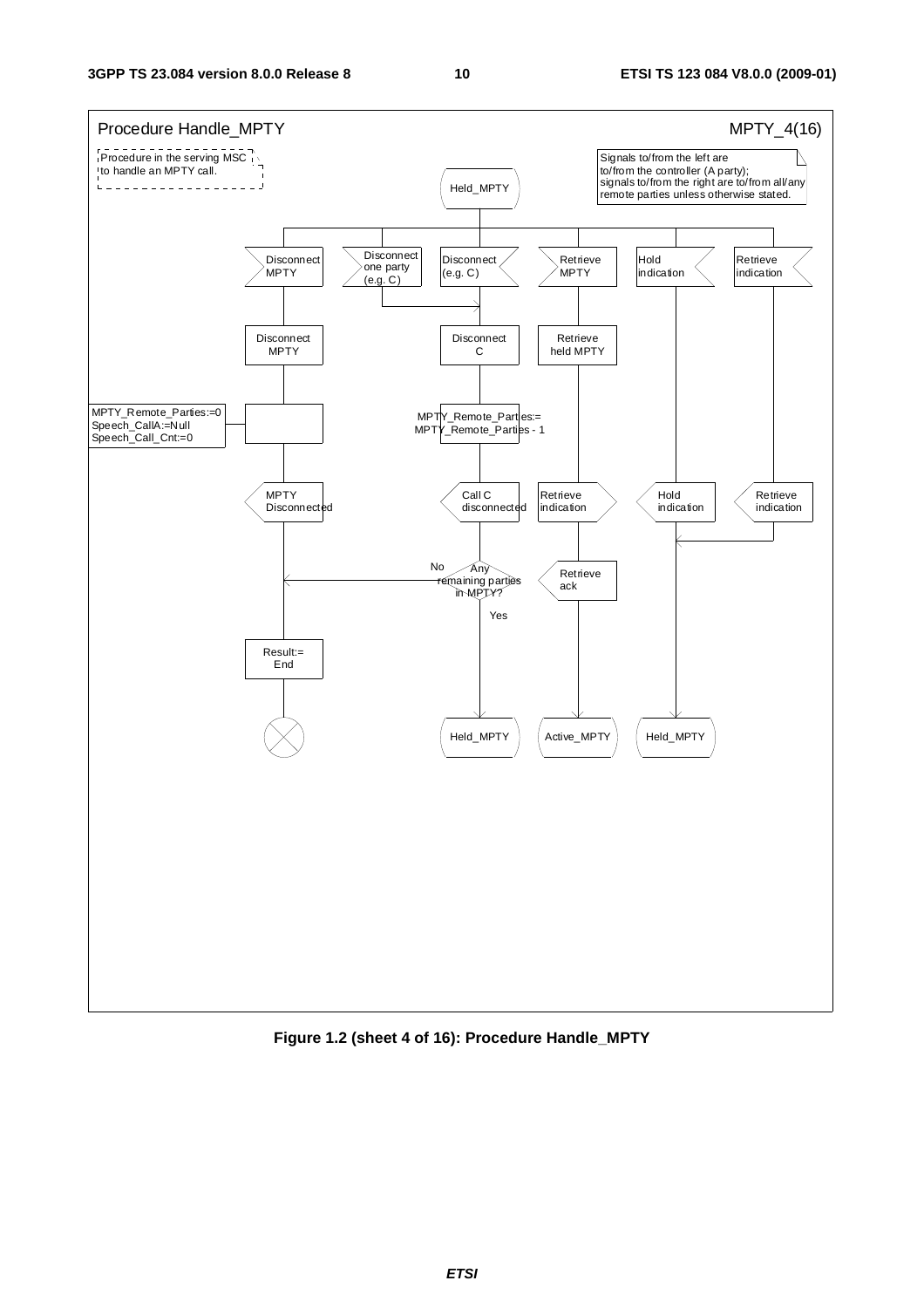Procedure Handle_MPTY

MPTY_4(16)

Procedure in the serving MSC to handle an MPTY call.

Signals to/from the left are to/from the controller (A party); signals to/from the right are to/from all/any remote parties unless otherwise stated.

Held_MPTY

Disconnect MPTY

Disconnect one party (e.g. C)

Disconnect (e.g. C)

Retrieve MPTY

Hold indication

Retrieve indication

Disconnect MPTY

Disconnect C

Retrieve held MPTY

MPTY_Remote_Parties:=0
Speech_CallA:=Null
Speech_Call_Cnt:=0

MPTY_Remote_Parties:= MPTY_Remote_Parties - 1

MPTY Disconnected

Call C disconnected

Retrieve indication

Hold indication

Retrieve indication

Any remaining parties in MPTY?

No

Yes

Retrieve ack

Result:= End

Held_MPTY

Active_MPTY

Held_MPTY

**Figure 1.2 (sheet 4 of 16): Procedure Handle_MPTY**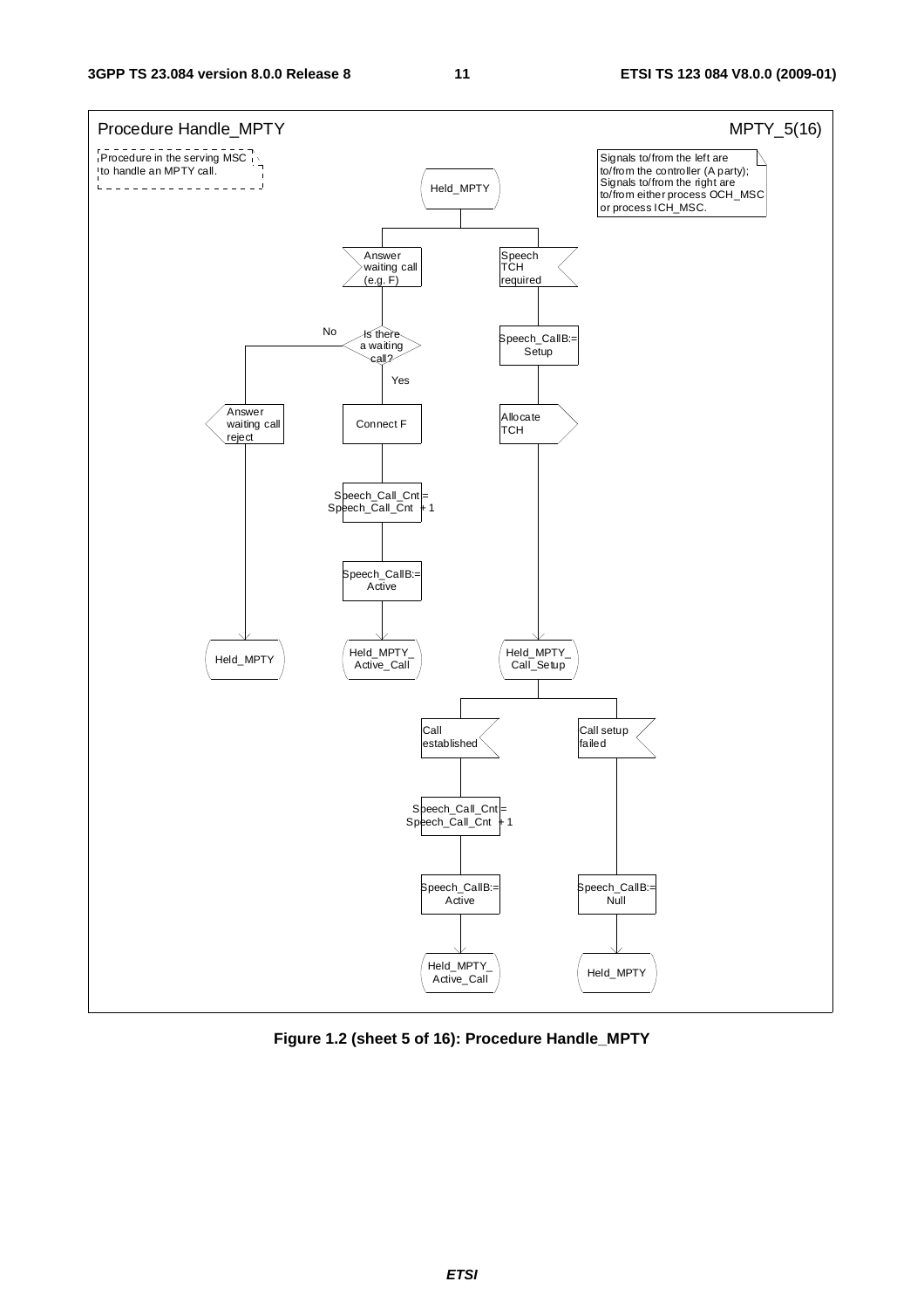Procedure Handle_MPTY

MPTY_5(16)

Procedure in the serving MSC to handle an MPTY call.

Signals to/from the left are to/from the controller (A party); Signals to/from the right are to/from either process OCH_MSC or process ICH_MSC.

Held_MPTY

Answer waiting call (e.g. F)

Is there a waiting call?

No

Yes

Answer waiting call reject

Held_MPTY

Connect F

Speech_Call_Cnt = Speech_Call_Cnt + 1

Speech_CallB:= Active

Held_MPTY_Active_Call

Speech TCH required

Speech_CallB:= Setup

Allocate TCH

Held_MPTY_Call_Setup

Call established

Speech_Call_Cnt = Speech_Call_Cnt + 1

Speech_CallB:= Active

Held_MPTY_Active_Call

Call setup failed

Speech_CallB:= Null

Held_MPTY

**Figure 1.2 (sheet 5 of 16): Procedure Handle_MPTY**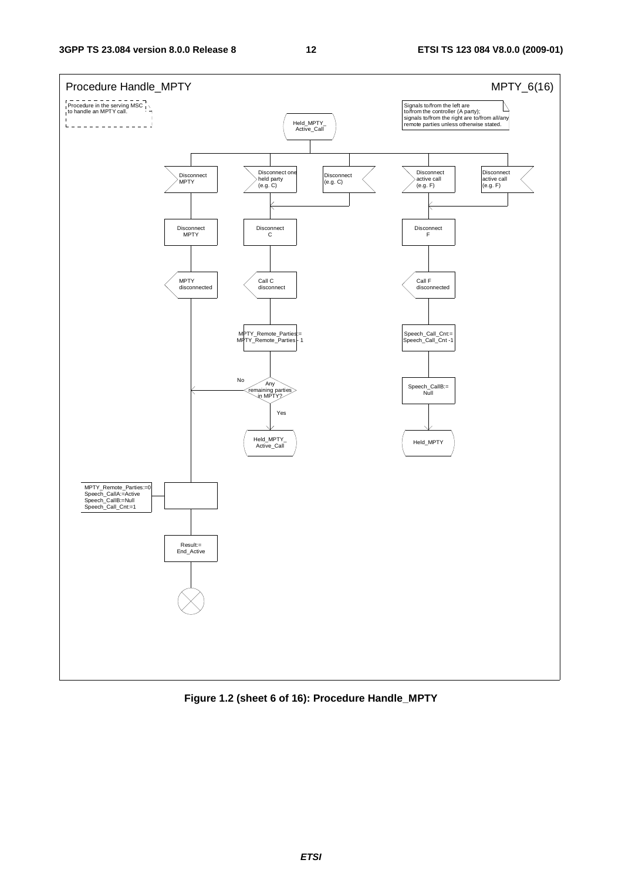Procedure Handle_MPTY

MPTY_6(16)

Procedure in the serving MSC to handle an MPTY call.

Signals to/from the left are to/from the controller (A party); signals to/from the right are to/from all/any remote parties unless otherwise stated.

Held_MPTY_ Active_Call

Disconnect MPTY

Disconnect one held party (e.g. C)

Disconnect (e.g. C)

Disconnect active call (e.g. F)

Disconnect active call (e.g. F)

Disconnect MPTY

Disconnect C

Disconnect F

MPTY disconnected

Call C disconnect

Call F disconnected

MPTY_Remote_Parties:= MPTY_Remote_Parties - 1

Speech_Call_Cnt:= Speech_Call_Cnt -1

Any remaining parties in MPTY?

No

Yes

Speech_CallB:= Null

Held_MPTY_ Active_Call

Held_MPTY

MPTY_Remote_Parties:=0
Speech_CallA:=Active
Speech_CallB:=Null
Speech_Call_Cnt:=1

Result:= End_Active

**Figure 1.2 (sheet 6 of 16): Procedure Handle_MPTY**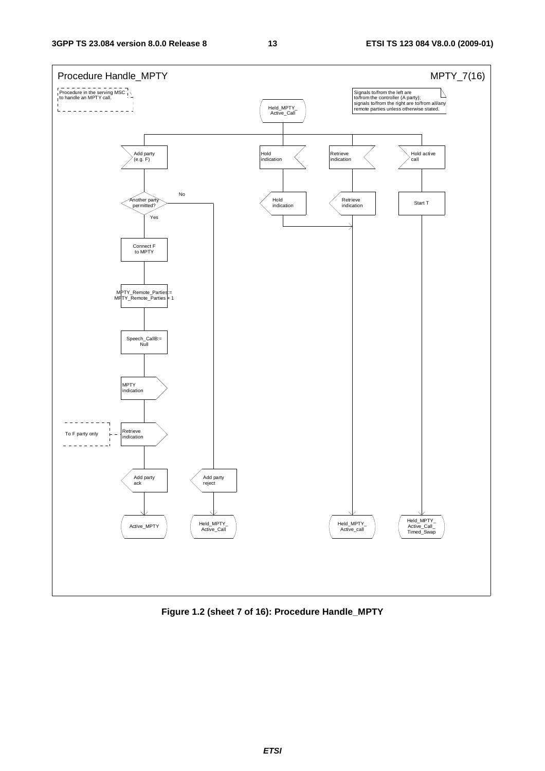Procedure Handle_MPTY

MPTY_7(16)

Procedure in the serving MSC to handle an MPTY call.

Signals to/from the left are to/from the controller (A party); signals to/from the right are to/from all/any remote parties unless otherwise stated.

Held_MPTY_Active_Call

Add party (e.g. F)

Another party permitted?

Yes

No

Connect F to MPTY

MPTY_Remote_Parties:= MPTY_Remote_Parties + 1

Speech_CallB:= Null

MPTY indication

To F party only

Retrieve indication

Add party ack

Active_MPTY

Add party reject

Held_MPTY_Active_Call

Hold indication

Hold indication

Retrieve indication

Retrieve indication

Held_MPTY_Active_call

Hold active call

Start T

Held_MPTY_Active_Call_Timed_Swap

**Figure 1.2 (sheet 7 of 16): Procedure Handle_MPTY**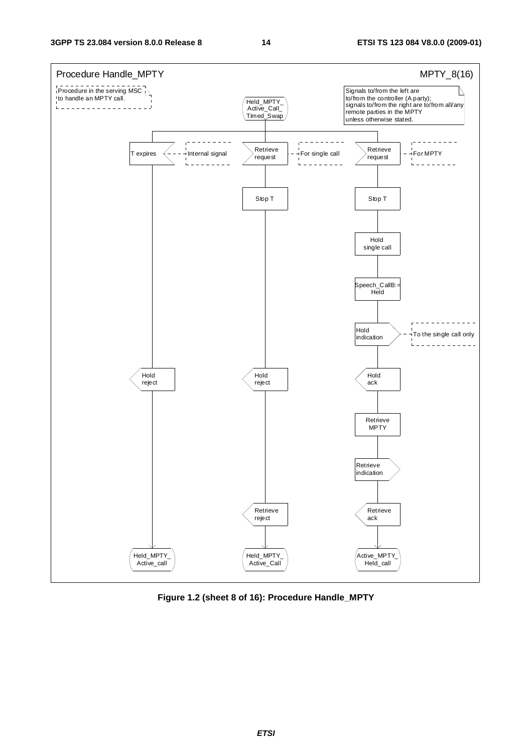Procedure Handle_MPTY

MPTY_8(16)

Procedure in the serving MSC to handle an MPTY call.

Signals to/from the left are to/from the controller (A party); signals to/from the right are to/from all/any remote parties in the MPTY unless otherwise stated.

Held_MPTY_ Active_Call_ Timed_Swap

T expires — Internal signal

Retrieve request — For single call

Retrieve request — For MPTY

Stop T

Stop T

Hold single call

Speech_CallB:= Held

Hold indication — To the single call only

Hold reject

Hold reject

Hold ack

Retrieve MPTY

Retrieve indication

Retrieve reject

Retrieve ack

Held_MPTY_ Active_call

Held_MPTY_ Active_Call

Active_MPTY_ Held_call

**Figure 1.2 (sheet 8 of 16): Procedure Handle_MPTY**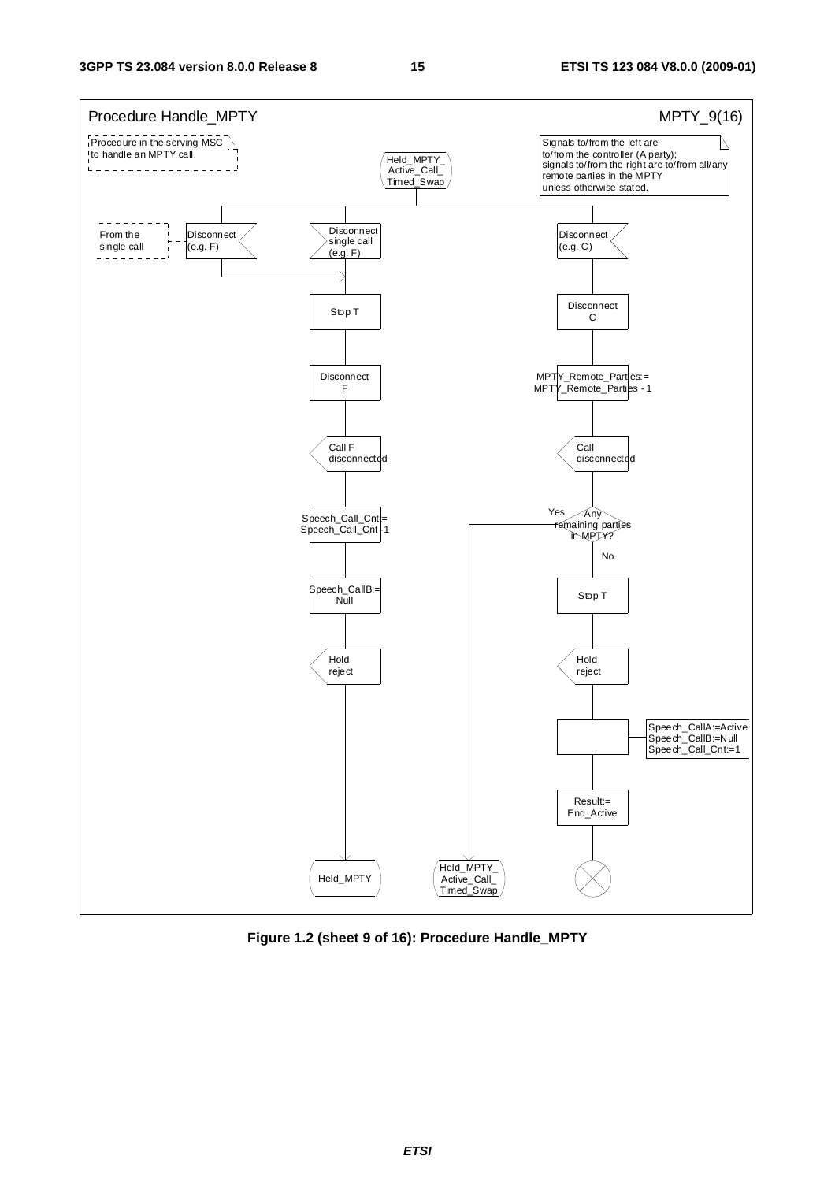Procedure Handle_MPTY

MPTY_9(16)

Procedure in the serving MSC to handle an MPTY call.

Signals to/from the left are to/from the controller (A party); signals to/from the right are to/from all/any remote parties in the MPTY unless otherwise stated.

Held_MPTY_Active_Call_Timed_Swap

From the single call

Disconnect (e.g. F)

Disconnect single call (e.g. F)

Disconnect (e.g. C)

Stop T

Disconnect F

Call F disconnected

Speech_Call_Cnt= Speech_Call_Cnt -1

Speech_CallB:= Null

Hold reject

Held_MPTY

Disconnect C

MPTY_Remote_Parties:= MPTY_Remote_Parties - 1

Call disconnected

Any remaining parties in MPTY?

Yes

No

Held_MPTY_Active_Call_Timed_Swap

Stop T

Hold reject

Speech_CallA:=Active
Speech_CallB:=Null
Speech_Call_Cnt:=1

Result:= End_Active

**Figure 1.2 (sheet 9 of 16): Procedure Handle_MPTY**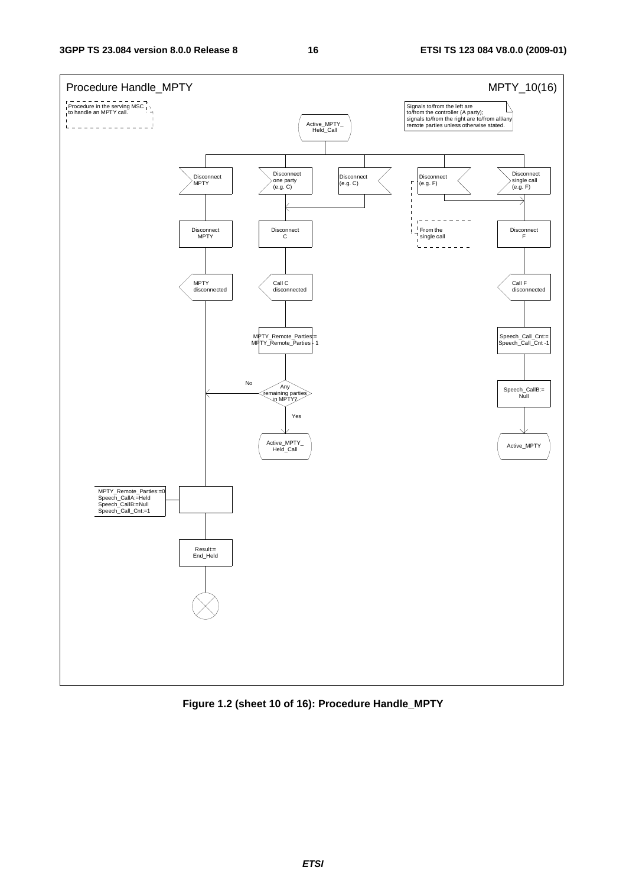Procedure Handle_MPTY

MPTY_10(16)

Procedure in the serving MSC to handle an MPTY call.

Signals to/from the left are to/from the controller (A party); signals to/from the right are to/from all/any remote parties unless otherwise stated.

Active_MPTY_Held_Call

Disconnect MPTY

Disconnect one party (e.g. C)

Disconnect (e.g. C)

Disconnect (e.g. F)

Disconnect single call (e.g. F)

From the single call

Disconnect MPTY

Disconnect C

Disconnect F

MPTY disconnected

Call C disconnected

Call F disconnected

MPTY_Remote_Parties:= MPTY_Remote_Parties - 1

Speech_Call_Cnt:= Speech_Call_Cnt -1

Any remaining parties in MPTY?

No

Yes

Speech_CallB:= Null

Active_MPTY_Held_Call

Active_MPTY

MPTY_Remote_Parties:=0
Speech_CallA:=Held
Speech_CallB:=Null
Speech_Call_Cnt:=1

Result:= End_Held

**Figure 1.2 (sheet 10 of 16): Procedure Handle_MPTY**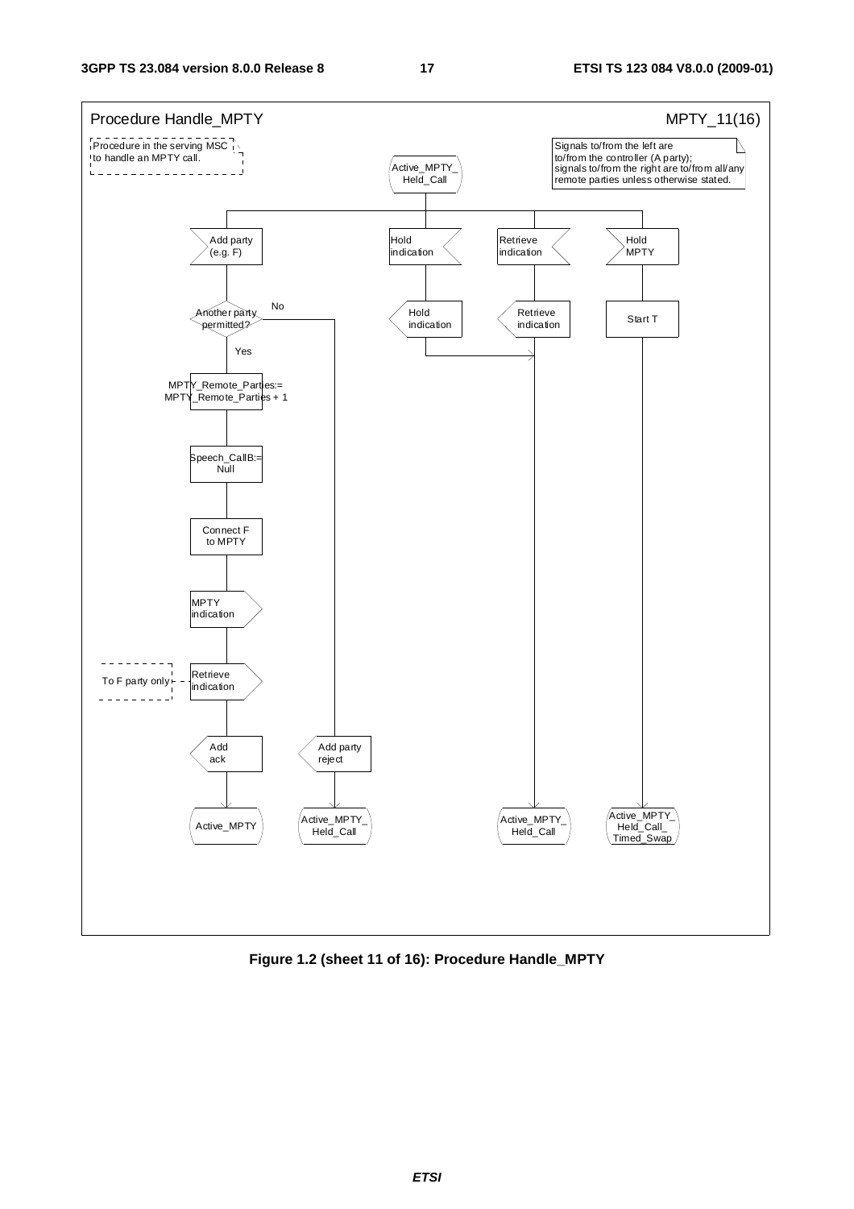Procedure Handle_MPTY MPTY_11(16)

Procedure in the serving MSC to handle an MPTY call.

Signals to/from the left are to/from the controller (A party); signals to/from the right are to/from all/any remote parties unless otherwise stated.

Active_MPTY_Held_Call

Add party (e.g. F)

Another party permitted?

No

Yes

MPTY_Remote_Parties:= MPTY_Remote_Parties + 1

Speech_CallB:= Null

Connect F to MPTY

MPTY indication

To F party only

Retrieve indication

Add ack

Active_MPTY

Add party reject

Active_MPTY_Held_Call

Hold indication

Hold indication

Retrieve indication

Retrieve indication

Active_MPTY_Held_Call

Hold MPTY

Start T

Active_MPTY_Held_Call_Timed_Swap

**Figure 1.2 (sheet 11 of 16): Procedure Handle_MPTY**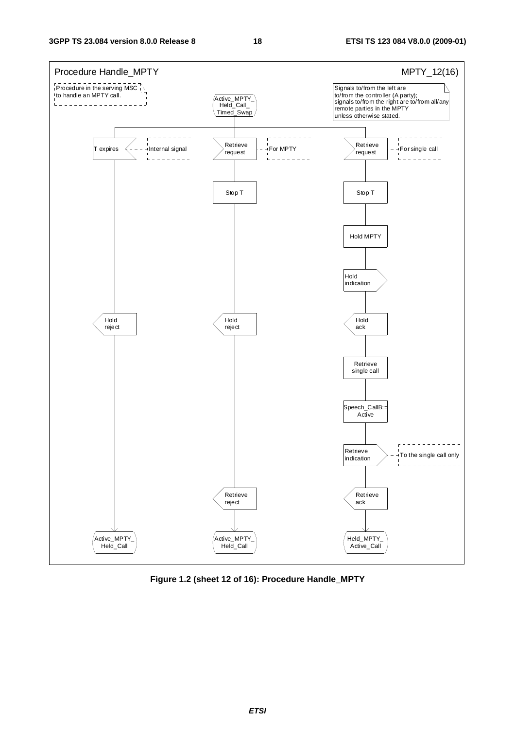Procedure Handle_MPTY

MPTY_12(16)

Procedure in the serving MSC to handle an MPTY call.

Signals to/from the left are to/from the controller (A party); signals to/from the right are to/from all/any remote parties in the MPTY unless otherwise stated.

Active_MPTY_Held_Call_Timed_Swap

- T expires (Internal signal)
  - Hold reject
  - Active_MPTY_Held_Call
- Retrieve request (For MPTY)
  - Stop T
  - Hold reject
  - Retrieve reject
  - Active_MPTY_Held_Call
- Retrieve request (For single call)
  - Stop T
  - Hold MPTY
  - Hold indication
  - Hold ack
  - Retrieve single call
  - Speech_CallB:= Active
  - Retrieve indication (To the single call only)
  - Retrieve ack
  - Held_MPTY_Active_Call

**Figure 1.2 (sheet 12 of 16): Procedure Handle_MPTY**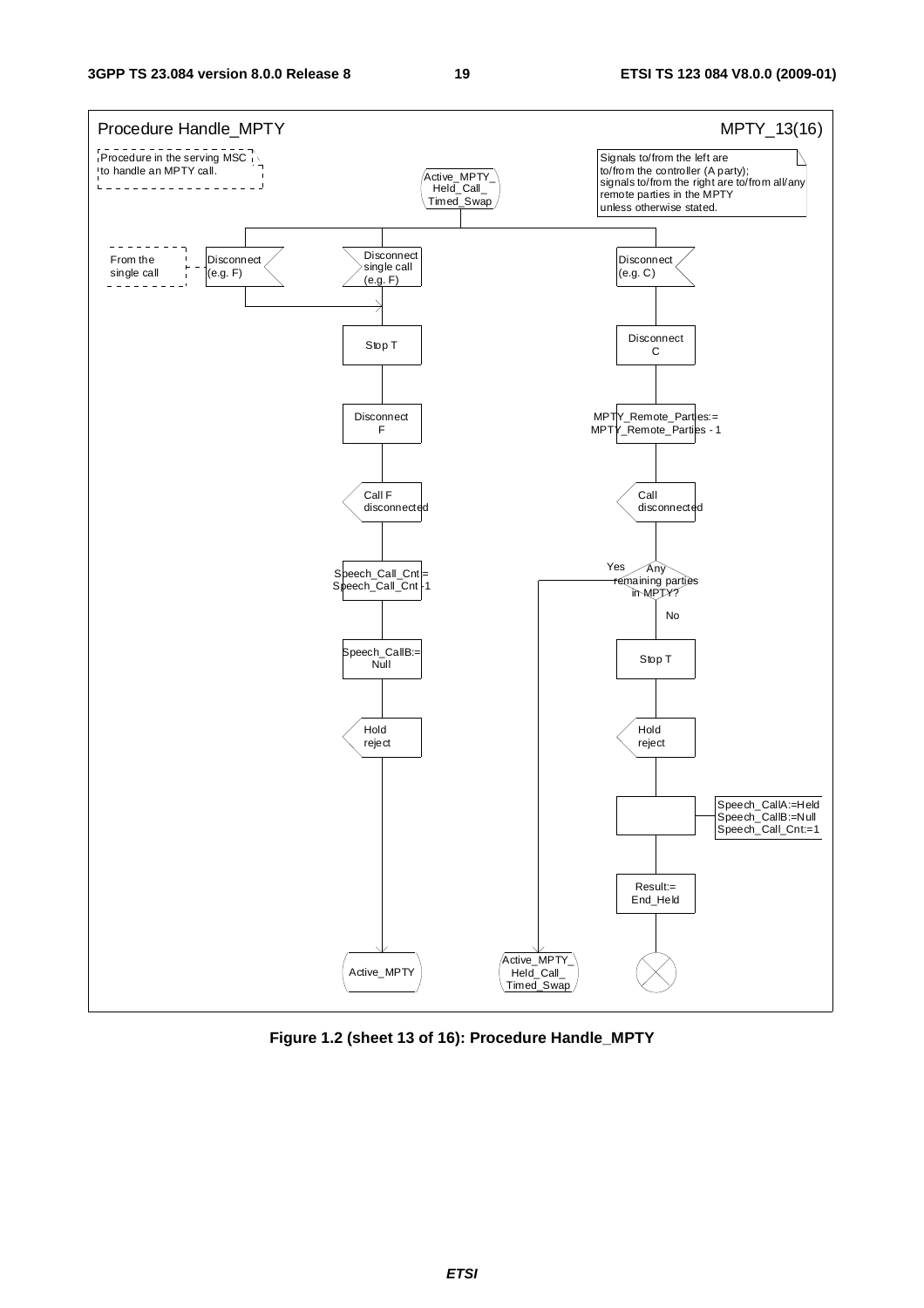Procedure Handle_MPTY

MPTY_13(16)

Procedure in the serving MSC to handle an MPTY call.

Signals to/from the left are to/from the controller (A party); signals to/from the right are to/from all/any remote parties in the MPTY unless otherwise stated.

Active_MPTY_Held_Call_Timed_Swap

**Left branch (From the single call):** Disconnect (e.g. F) → joins the Disconnect single call branch

**Middle branch:** Disconnect single call (e.g. F) → Stop T → Disconnect F → Call F disconnected → Speech_Call_Cnt:= Speech_Call_Cnt -1 → Speech_CallB:= Null → Hold reject → Active_MPTY

**Right branch:** Disconnect (e.g. C) → Disconnect C → MPTY_Remote_Parties:= MPTY_Remote_Parties - 1 → Call disconnected → Any remaining parties in MPTY?

- Yes → Active_MPTY_Held_Call_Timed_Swap
- No → Stop T → Hold reject → Speech_CallA:=Held, Speech_CallB:=Null, Speech_Call_Cnt:=1 → Result:= End_Held → (end)

Figure 1.2 (sheet 13 of 16): Procedure Handle_MPTY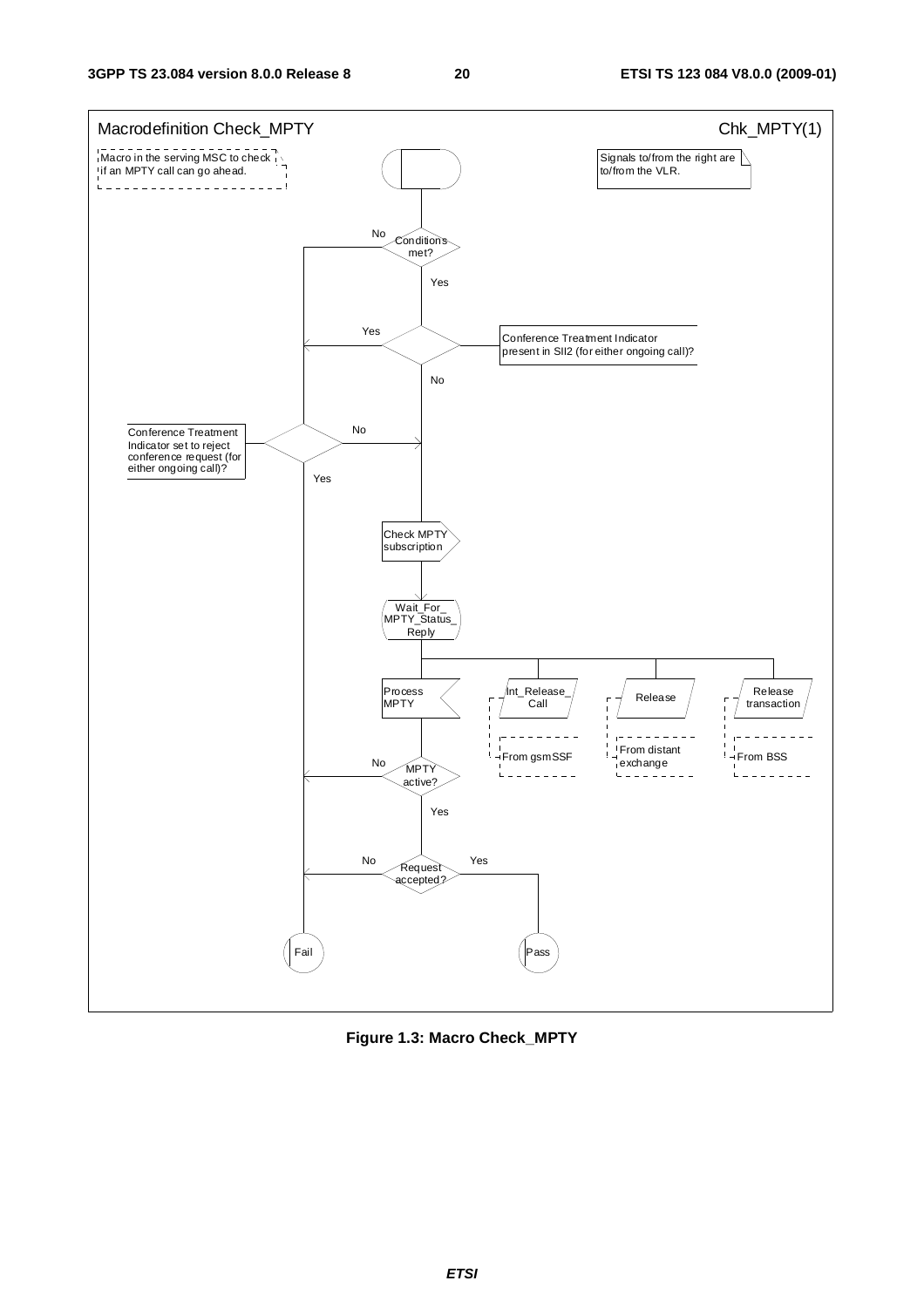Macrodefinition Check_MPTY

Chk_MPTY(1)

Macro in the serving MSC to check if an MPTY call can go ahead.

Signals to/from the right are to/from the VLR.

Conditions met?

No

Yes

Yes

Conference Treatment Indicator present in SII2 (for either ongoing call)?

No

Conference Treatment Indicator set to reject conference request (for either ongoing call)?

No

Yes

Check MPTY subscription

Wait_For_ MPTY_Status_ Reply

Process MPTY

Int_Release_ Call

From gsmSSF

Release

From distant exchange

Release transaction

From BSS

MPTY active?

No

Yes

Request accepted?

No

Yes

Fail

Pass

**Figure 1.3: Macro Check_MPTY**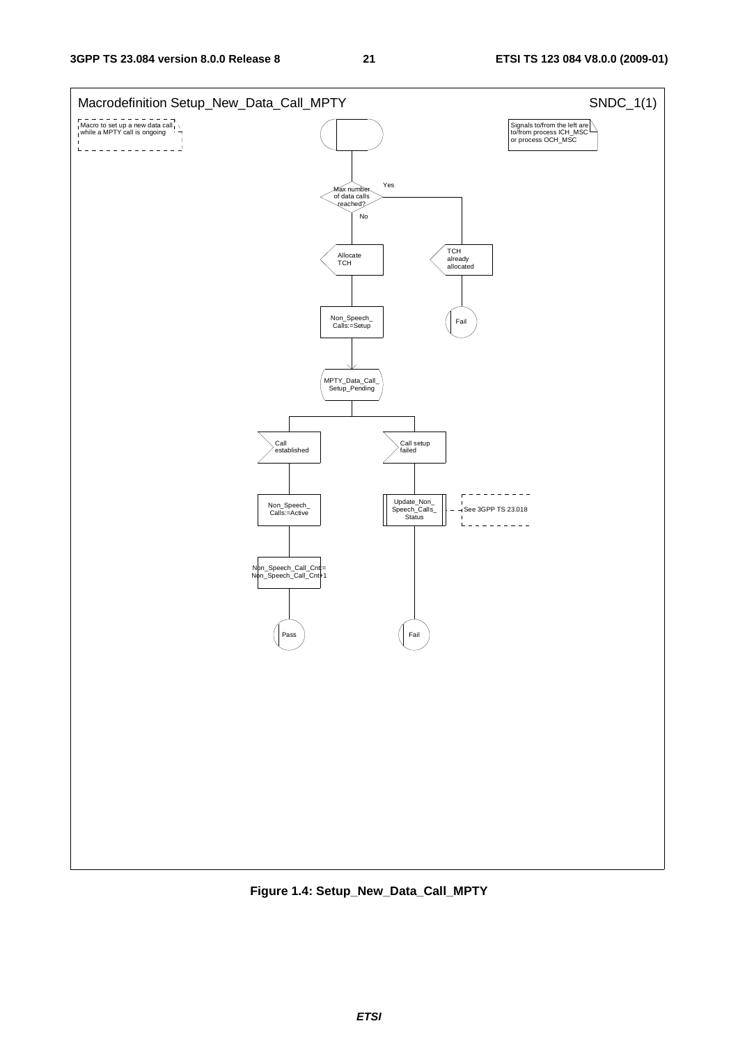Macrodefinition Setup_New_Data_Call_MPTY

SNDC_1(1)

Macro to set up a new data call while a MPTY call is ongoing

Signals to/from the left are to/from process ICH_MSC or process OCH_MSC

Max number of data calls reached?

Yes

No

Allocate TCH

TCH already allocated

Fail

Non_Speech_ Calls:=Setup

MPTY_Data_Call_ Setup_Pending

Call established

Call setup failed

Non_Speech_ Calls:=Active

Update_Non_ Speech_Calls_ Status

See 3GPP TS 23.018

Non_Speech_Call_Cnt:= Non_Speech_Call_Cnt+1

Pass

Fail

**Figure 1.4: Setup_New_Data_Call_MPTY**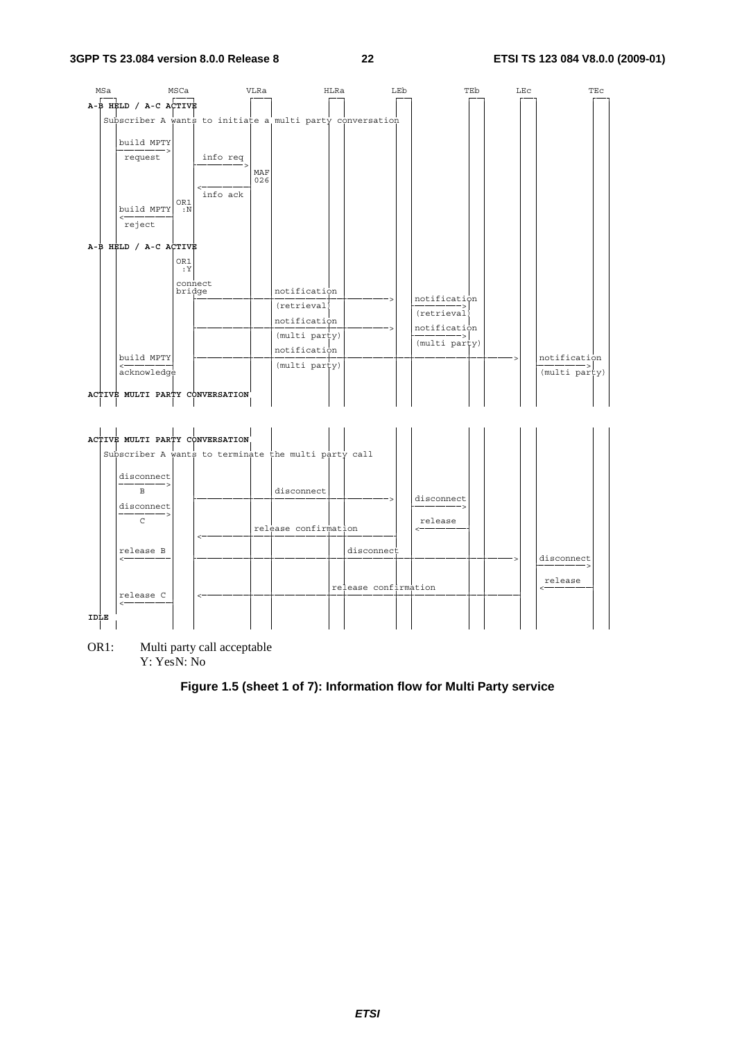```
 MSa           MSCa           VLRa           HLRa         LEb          TEb        LEc          TEc
A-B HELD / A-C ACTIVE
   Subscriber A wants to initiate a multi party conversation

      build MPTY
      ---------->
       request          info req
                      ---------->
                                   MAF
                                   026
                      <----------
                        info ack
                   OR1
      build MPTY    :N
      <----------
       reject

A-B HELD / A-C ACTIVE
                   OR1
                    :Y
                  connect
                  bridge             notification                      notification
                      ---------------------------------------->      ---------->
                                     (retrieval)                       (retrieval)
                                     notification                      notification
                      ---------------------------------------->      ---------->
                                     (multi party)                     (multi party)
                                     notification                                                  notification
      build MPTY      ------------------------------------------------------------------------>   ---------->
      <----------                    (multi party)                                                 (multi party)
      acknowledge

ACTIVE MULTI PARTY CONVERSATION


ACTIVE MULTI PARTY CONVERSATION
   Subscriber A wants to terminate the multi party call

      disconnect
      ---------->
          B                          disconnect                        disconnect
                      ---------------------------------------->      ---------->
      disconnect
      ---------->
          C                                                            release
                                 release confirmation                 <----------
                      <----------------------------------------
      release B                                disconnect                                          disconnect
      <----------     ------------------------------------------------------------------------>   ---------->

                                                                                                   release
                                               release confirmation                                <----------
      release C       <------------------------------------------------------------------------
      <----------
IDLE
```

OR1: Multi party call acceptable
Y: YesN: No

**Figure 1.5 (sheet 1 of 7): Information flow for Multi Party service**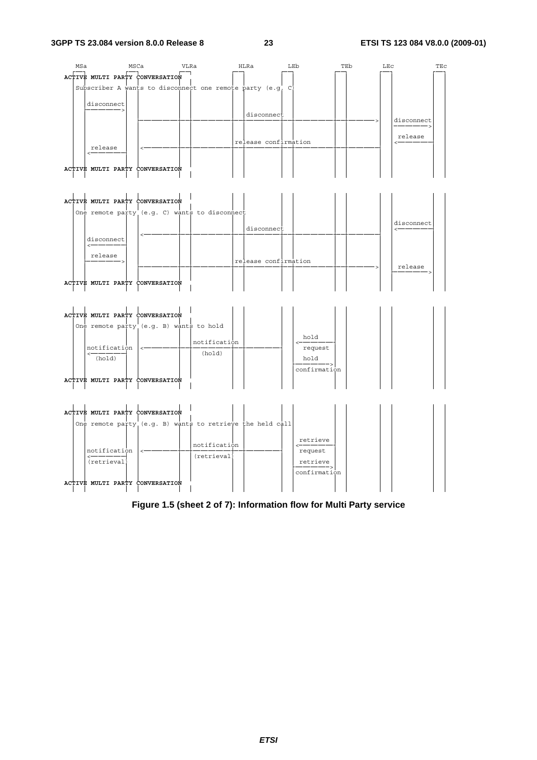```
MSa           MSCa          VLRa          HLRa          LEb           TEb          LEc           TEc

ACTIVE MULTI PARTY CONVERSATION
  Subscriber A wants to disconnect one remote party (e.g. C)

    disconnect
    --------->
                  ---------------------------disconnect------------------------------->  disconnect
                                                                                         --------->
                                                                                          release
                                                                                         <---------
     release      <----------------------release confirmation-----------------------------
    <---------

ACTIVE MULTI PARTY CONVERSATION


ACTIVE MULTI PARTY CONVERSATION
  One remote party (e.g. C) wants to disconnect
                                                                                         disconnect
                  <--------------------------disconnect--------------------------------  <---------
    disconnect
    <---------
     release
    --------->    ----------------------release confirmation---------------------------->  release
                                                                                         --------->
ACTIVE MULTI PARTY CONVERSATION


ACTIVE MULTI PARTY CONVERSATION
  One remote party (e.g. B) wants to hold
                                                              hold
                                 notification                <---------
    notification  <-----------------------------------------  request
    <---------                     (hold)                     hold
      (hold)                                                 --------->
                                                             confirmation
ACTIVE MULTI PARTY CONVERSATION


ACTIVE MULTI PARTY CONVERSATION
  One remote party (e.g. B) wants to retrieve the held call
                                                              retrieve
                                 notification                <---------
    notification  <-----------------------------------------  request
    <---------                   (retrieval)                  retrieve
    (retrieval)                                              --------->
                                                             confirmation
ACTIVE MULTI PARTY CONVERSATION
```

**Figure 1.5 (sheet 2 of 7): Information flow for Multi Party service**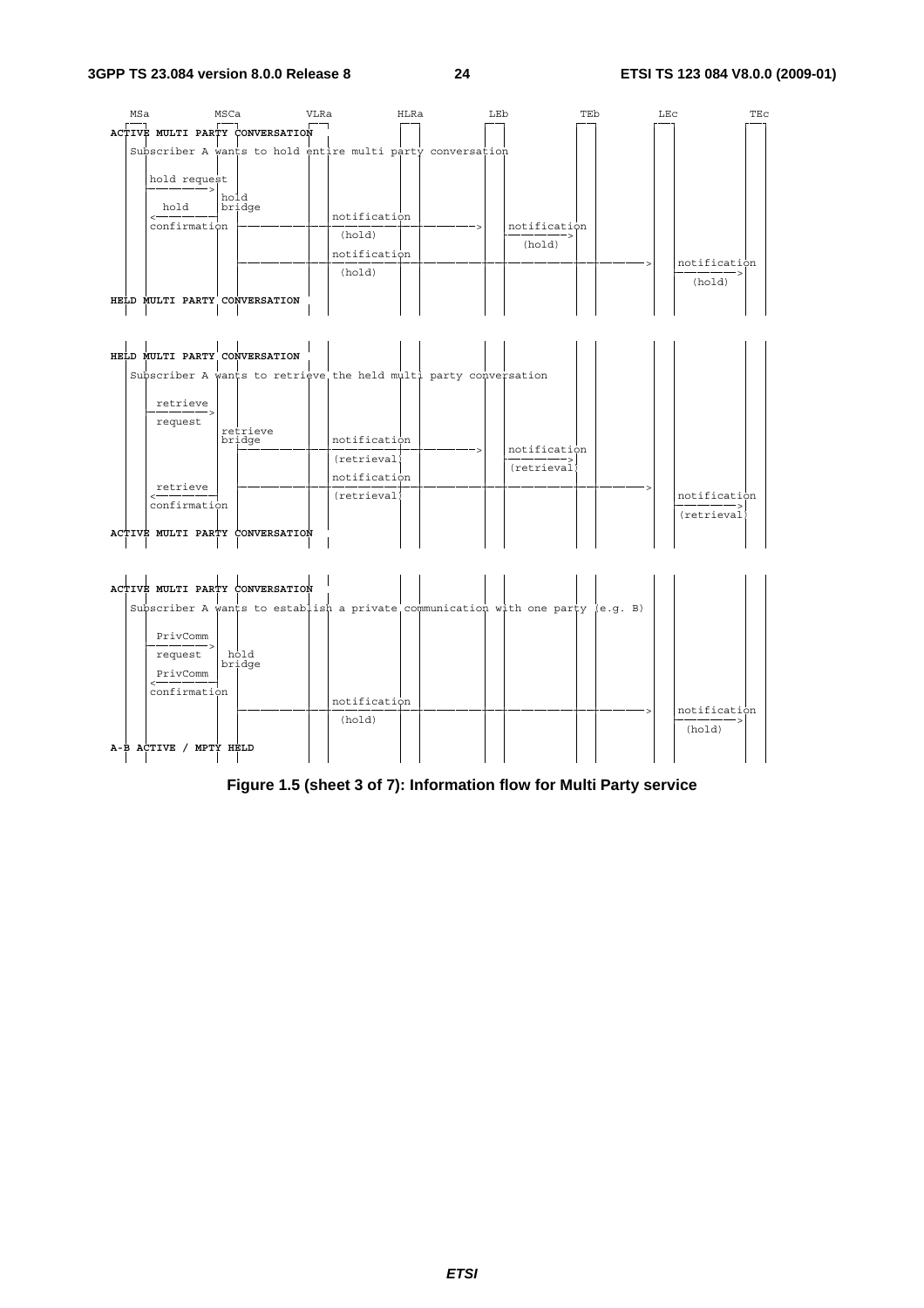```
   MSa          MSCa          VLRa          HLRa          LEb           TEb          LEc           TEc
ACTIVE MULTI PARTY CONVERSATION
   Subscriber A wants to hold entire multi party conversation

     hold request
     ------------>
                   hold
      hold         bridge
     <------------              notification
     confirmation   -------------------------------------->   notification
                                 (hold)                       ------------>
                                                               (hold)
                                notification
                    ------------------------------------------------------------------>  notification
                                 (hold)                                                  ------------>
                                                                                           (hold)
HELD MULTI PARTY CONVERSATION


HELD MULTI PARTY CONVERSATION
   Subscriber A wants to retrieve the held multi party conversation

      retrieve
     ------------>
      request
                   retrieve
                   bridge       notification
                    -------------------------------------->   notification
                                (retrieval)                   ------------>
                                                              (retrieval)
                                notification
      retrieve      ------------------------------------------------------------------>
     <------------              (retrieval)                                              notification
     confirmation                                                                        ------------>
                                                                                         (retrieval)
ACTIVE MULTI PARTY CONVERSATION


ACTIVE MULTI PARTY CONVERSATION
   Subscriber A wants to establish a private communication with one party (e.g. B)

      PrivComm
     ------------>
      request       hold
                   bridge
      PrivComm
     <------------
     confirmation
                                notification
                    ------------------------------------------------------------------>  notification
                                 (hold)                                                  ------------>
                                                                                          (hold)
A-B ACTIVE / MPTY HELD
```

**Figure 1.5 (sheet 3 of 7): Information flow for Multi Party service**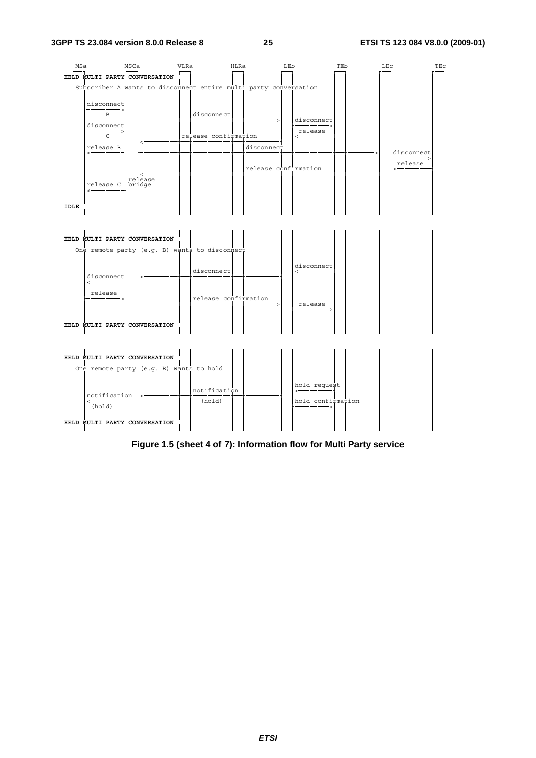```
   MSa          MSCa          VLRa          HLRa          LEb          TEb          LEc          TEc
 HELD MULTI PARTY CONVERSATION
   Subscriber A wants to disconnect entire multi party conversation

    disconnect
    --------->
        B                          disconnect
                 ------------------------------------------>   disconnect
    disconnect                                                 --------->
    --------->                                                  release
        C                    release confirmation               <---------
                 <------------------------------------------
    release B                                   disconnect
    <---------   -------------------------------------------------------------------->   disconnect
                                                                                          --------->
                                                                                           release
                                            release confirmation                          <---------
                 <--------------------------------------------------------------------
                 release
    release C    bridge
    <---------

 IDLE


 HELD MULTI PARTY CONVERSATION
   One remote party (e.g. B) wants to disconnect

                                                                disconnect
                                   disconnect                   <---------
    disconnect   <------------------------------------------
    <---------

     release
    --------->                     release confirmation
                 ------------------------------------------>     release
                                                                --------->

 HELD MULTI PARTY CONVERSATION


 HELD MULTI PARTY CONVERSATION
   One remote party (e.g. B) wants to hold

                                                                hold request
                                   notification                 <---------
    notification <------------------------------------------
    <---------                      (hold)                      hold confirmation
     (hold)                                                     --------->

 HELD MULTI PARTY CONVERSATION
```

**Figure 1.5 (sheet 4 of 7): Information flow for Multi Party service**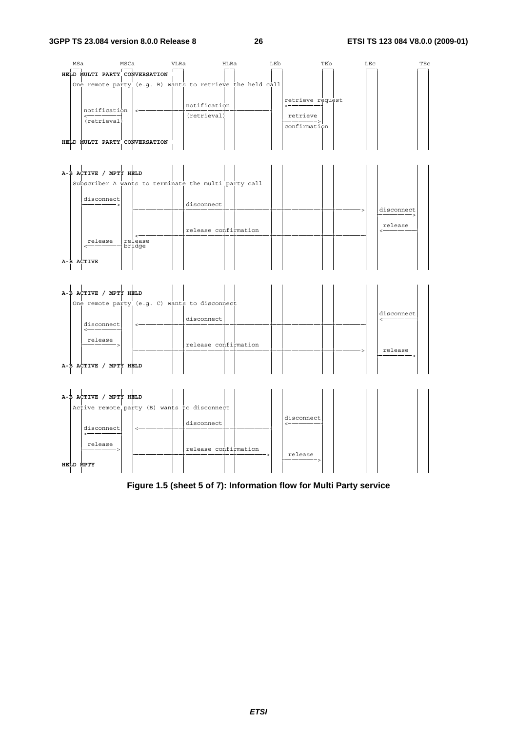```
 MSa          MSCa          VLRa          HLRa          LEb           TEb          LEc           TEc

HELD MULTI PARTY CONVERSATION
   One remote party (e.g. B) wants to retrieve the held call

                                                                  retrieve request
                                          notification            <---------
     notification  <-----------------------------------------
     <---------                           (retrieval)              retrieve
     (retrieval)                                                   --------->
                                                                   confirmation

HELD MULTI PARTY CONVERSATION


A-B ACTIVE / MPTY HELD
   Subscriber A wants to terminate the multi party call

     disconnect
     --------->                           disconnect
                   ------------------------------------------------------------------>  disconnect
                                                                                         --------->

                                                                                          release
                                                                                         <---------
                                          release confirmation
                   <------------------------------------------------------------------
      release      release
     <---------    bridge

A-B ACTIVE


A-B ACTIVE / MPTY HELD
   One remote party (e.g. C) wants to disconnect
                                                                                         disconnect
                                          disconnect                                     <---------
     disconnect    <------------------------------------------------------------------
     <---------

      release
     --------->                           release confirmation
                   ------------------------------------------------------------------>   release
                                                                                         --------->
A-B ACTIVE / MPTY HELD


A-B ACTIVE / MPTY HELD
   Active remote party (B) wants to disconnect
                                                                  disconnect
                                          disconnect              <---------
     disconnect    <-----------------------------------------
     <---------

      release
     --------->                           release confirmation
                   ----------------------------------------->      release
                                                                   --------->
HELD MPTY
```

**Figure 1.5 (sheet 5 of 7): Information flow for Multi Party service**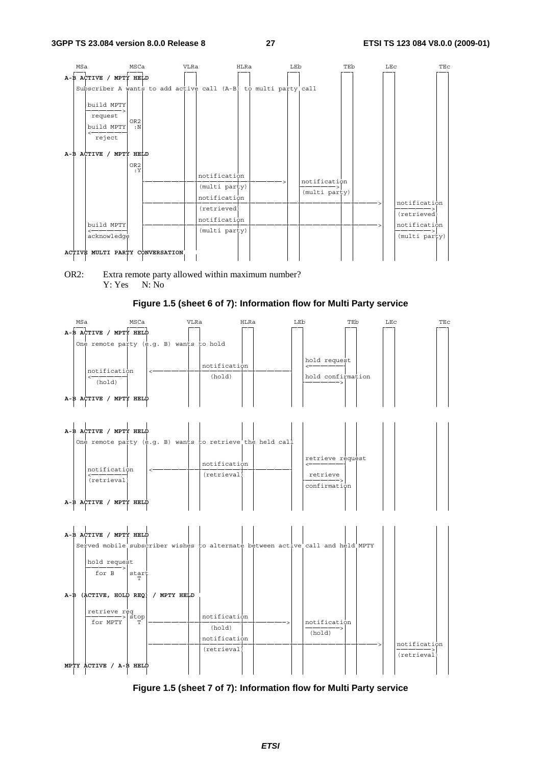```
 MSa          MSCa          VLRa          HLRa          LEb          TEb          LEc          TEc
A-B ACTIVE / MPTY HELD
   Subscriber A wants to add active call (A-B) to multi party call

    build MPTY
    ---------->
     request
              OR2
    build MPTY :N
    <----------
     reject

A-B ACTIVE / MPTY HELD
              OR2
               :Y
                 ------------------------------------>   notification
                          notification                   ---------->
                          (multi party)                  (multi party)
                          notification
                 ------------------------------------------------------------->   notification
                          (retrieved)                                              ---------->
                          notification                                             (retrieved)
    build MPTY   ------------------------------------------------------------->   notification
    <----------           (multi party)                                            ---------->
    acknowledge                                                                    (multi party)

ACTIVE MULTI PARTY CONVERSATION
```

OR2: Extra remote party allowed within maximum number?
Y: Yes N: No

**Figure 1.5 (sheet 6 of 7): Information flow for Multi Party service**

```
 MSa          MSCa          VLRa          HLRa          LEb          TEb          LEc          TEc
A-B ACTIVE / MPTY HELD
   One remote party (e.g. B) wants to hold

                                                         hold request
    notification  <-------------------------------------  <----------
    <----------           notification
     (hold)                 (hold)                       hold confirmation
                                                         ---------->

A-B ACTIVE / MPTY HELD


A-B ACTIVE / MPTY HELD
   One remote party (e.g. B) wants to retrieve the held call

                                                         retrieve request
    notification  <-------------------------------------  <----------
    <----------           notification
    (retrieval)           (retrieval)                     retrieve
                                                         ---------->
                                                         confirmation

A-B ACTIVE / MPTY HELD


A-B ACTIVE / MPTY HELD
   Served mobile subscriber wishes to alternate between active call and held MPTY

    hold request
    ---------->
     for B      start
                  T

A-B (ACTIVE, HOLD REQ) / MPTY HELD

    retrieve req
    ----------> stop         notification
     for MPTY     T  ------------------------------------>   notification
                              (hold)                         ---------->
                                                              (hold)
                             notification
                     ------------------------------------------------------------->   notification
                             (retrieval)                                              ---------->
                                                                                      (retrieval)

MPTY ACTIVE / A-B HELD
```

**Figure 1.5 (sheet 7 of 7): Information flow for Multi Party service**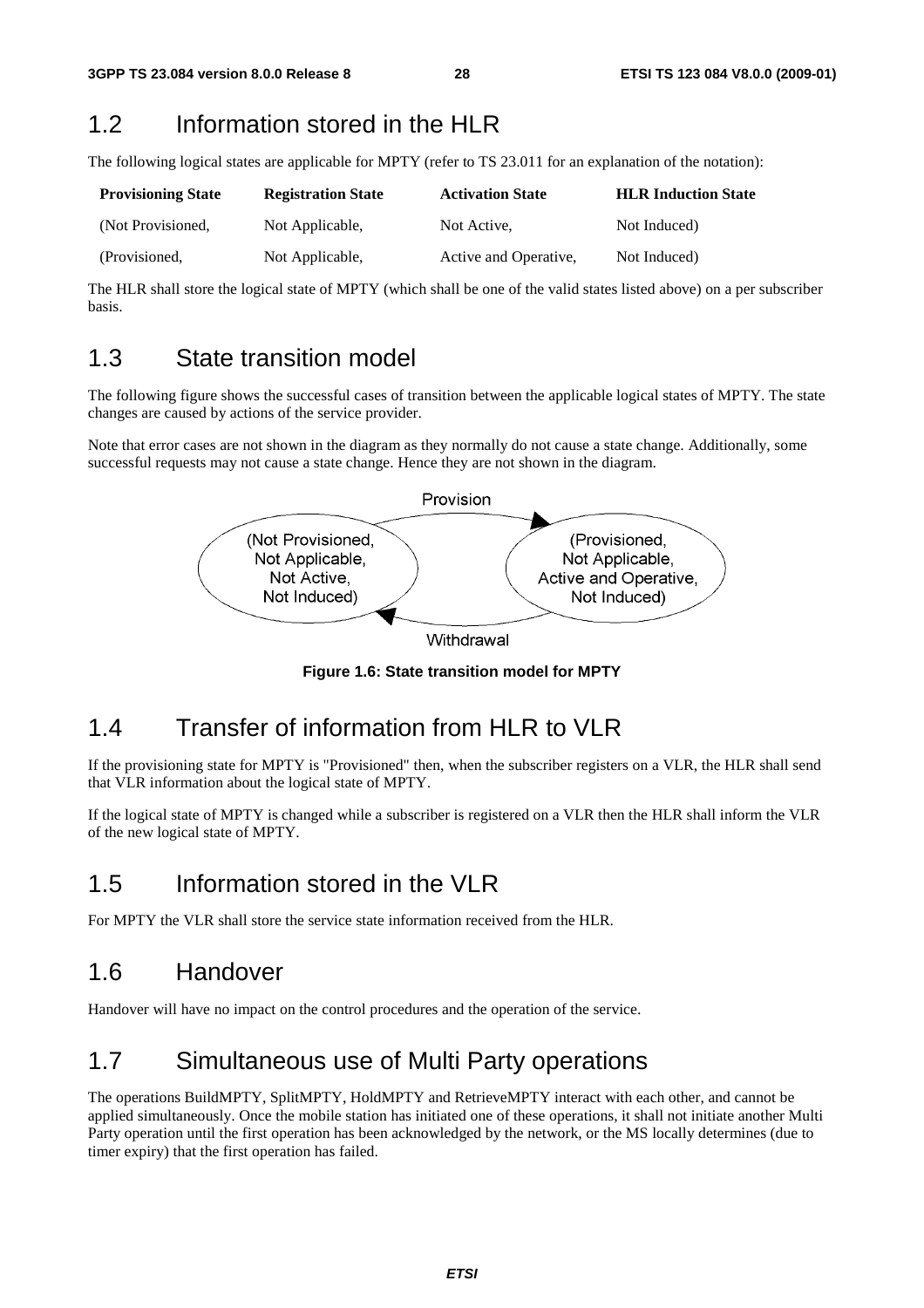## 1.2 Information stored in the HLR

The following logical states are applicable for MPTY (refer to TS 23.011 for an explanation of the notation):

| Provisioning State | Registration State | Activation State | HLR Induction State |
|---|---|---|---|
| (Not Provisioned, | Not Applicable, | Not Active, | Not Induced) |
| (Provisioned, | Not Applicable, | Active and Operative, | Not Induced) |

The HLR shall store the logical state of MPTY (which shall be one of the valid states listed above) on a per subscriber basis.

## 1.3 State transition model

The following figure shows the successful cases of transition between the applicable logical states of MPTY. The state changes are caused by actions of the service provider.

Note that error cases are not shown in the diagram as they normally do not cause a state change. Additionally, some successful requests may not cause a state change. Hence they are not shown in the diagram.

Provision

(Not Provisioned, Not Applicable, Not Active, Not Induced)

(Provisioned, Not Applicable, Active and Operative, Not Induced)

Withdrawal

**Figure 1.6: State transition model for MPTY**

## 1.4 Transfer of information from HLR to VLR

If the provisioning state for MPTY is "Provisioned" then, when the subscriber registers on a VLR, the HLR shall send that VLR information about the logical state of MPTY.

If the logical state of MPTY is changed while a subscriber is registered on a VLR then the HLR shall inform the VLR of the new logical state of MPTY.

## 1.5 Information stored in the VLR

For MPTY the VLR shall store the service state information received from the HLR.

## 1.6 Handover

Handover will have no impact on the control procedures and the operation of the service.

## 1.7 Simultaneous use of Multi Party operations

The operations BuildMPTY, SplitMPTY, HoldMPTY and RetrieveMPTY interact with each other, and cannot be applied simultaneously. Once the mobile station has initiated one of these operations, it shall not initiate another Multi Party operation until the first operation has been acknowledged by the network, or the MS locally determines (due to timer expiry) that the first operation has failed.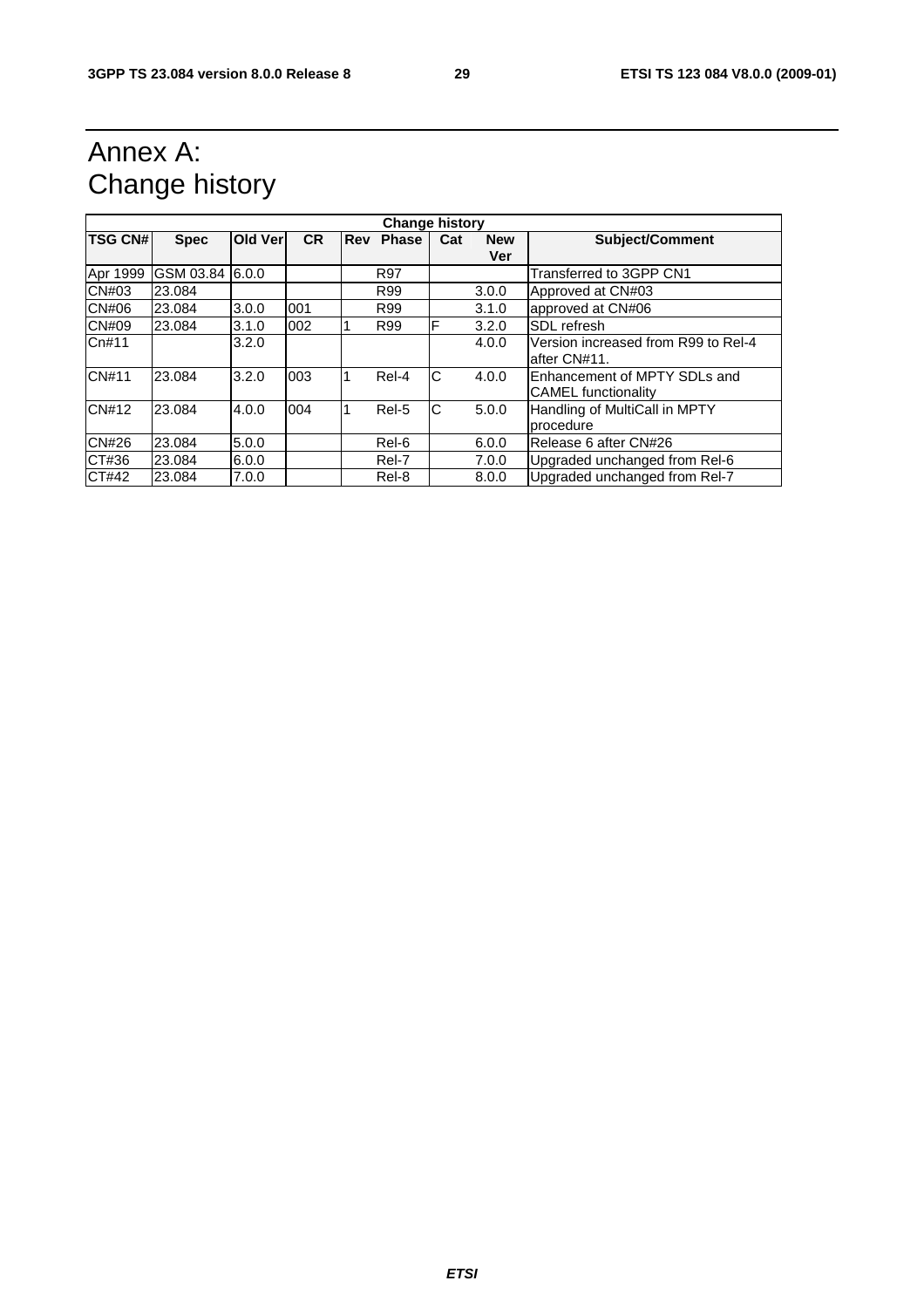# Annex A: Change history

| Change history | | | | | | | | |
|---|---|---|---|---|---|---|---|---|
| **TSG CN#** | **Spec** | **Old Ver** | **CR** | **Rev** | **Phase** | **Cat** | **New Ver** | **Subject/Comment** |
| Apr 1999 | GSM 03.84 | 6.0.0 | | | R97 | | | Transferred to 3GPP CN1 |
| CN#03 | 23.084 | | | | R99 | | 3.0.0 | Approved at CN#03 |
| CN#06 | 23.084 | 3.0.0 | 001 | | R99 | | 3.1.0 | approved at CN#06 |
| CN#09 | 23.084 | 3.1.0 | 002 | 1 | R99 | F | 3.2.0 | SDL refresh |
| Cn#11 | | 3.2.0 | | | | | 4.0.0 | Version increased from R99 to Rel-4 after CN#11. |
| CN#11 | 23.084 | 3.2.0 | 003 | 1 | Rel-4 | C | 4.0.0 | Enhancement of MPTY SDLs and CAMEL functionality |
| CN#12 | 23.084 | 4.0.0 | 004 | 1 | Rel-5 | C | 5.0.0 | Handling of MultiCall in MPTY procedure |
| CN#26 | 23.084 | 5.0.0 | | | Rel-6 | | 6.0.0 | Release 6 after CN#26 |
| CT#36 | 23.084 | 6.0.0 | | | Rel-7 | | 7.0.0 | Upgraded unchanged from Rel-6 |
| CT#42 | 23.084 | 7.0.0 | | | Rel-8 | | 8.0.0 | Upgraded unchanged from Rel-7 |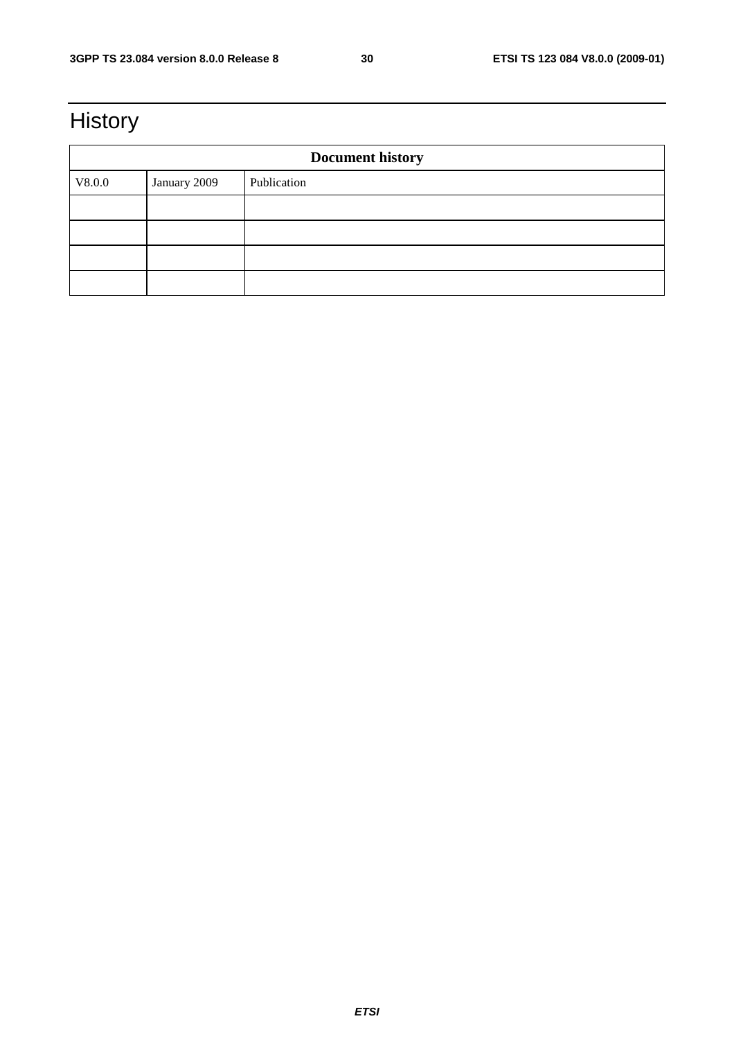# History

| Document history | | |
|---|---|---|
| V8.0.0 | January 2009 | Publication |
| | | |
| | | |
| | | |
| | | |